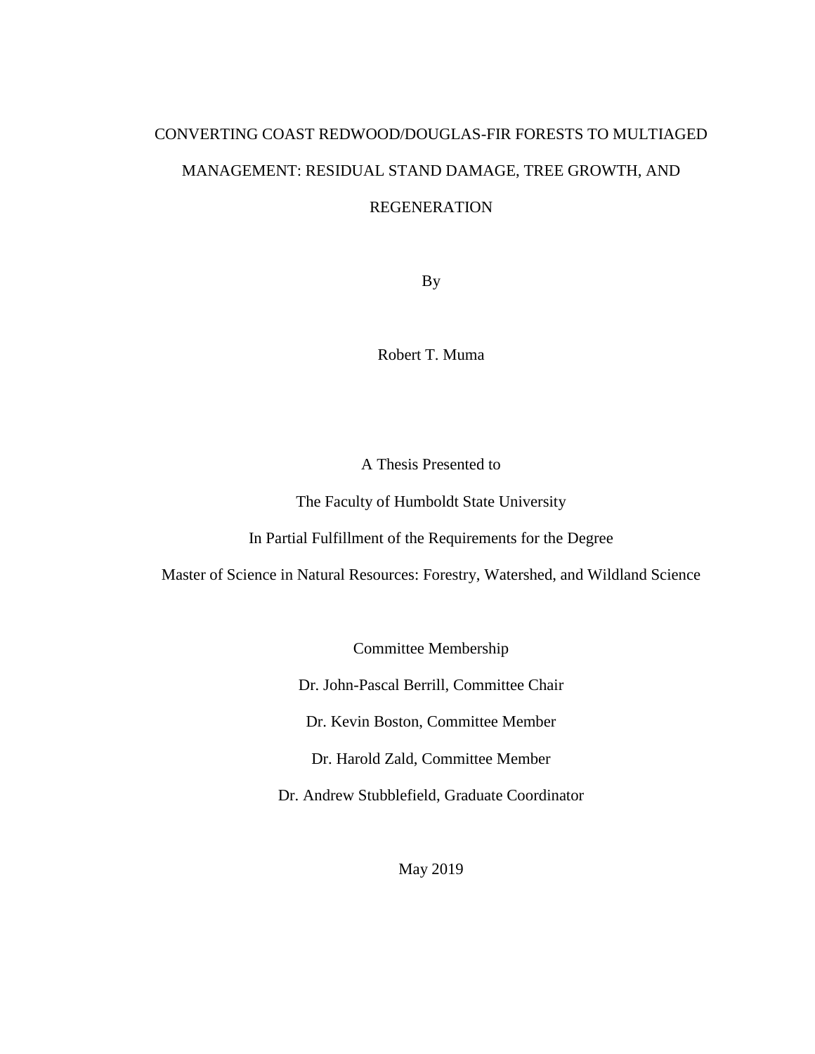# CONVERTING COAST REDWOOD/DOUGLAS-FIR FORESTS TO MULTIAGED MANAGEMENT: RESIDUAL STAND DAMAGE, TREE GROWTH, AND REGENERATION

By

Robert T. Muma

A Thesis Presented to

The Faculty of Humboldt State University

In Partial Fulfillment of the Requirements for the Degree

Master of Science in Natural Resources: Forestry, Watershed, and Wildland Science

Committee Membership

Dr. John-Pascal Berrill, Committee Chair

Dr. Kevin Boston, Committee Member

Dr. Harold Zald, Committee Member

Dr. Andrew Stubblefield, Graduate Coordinator

May 2019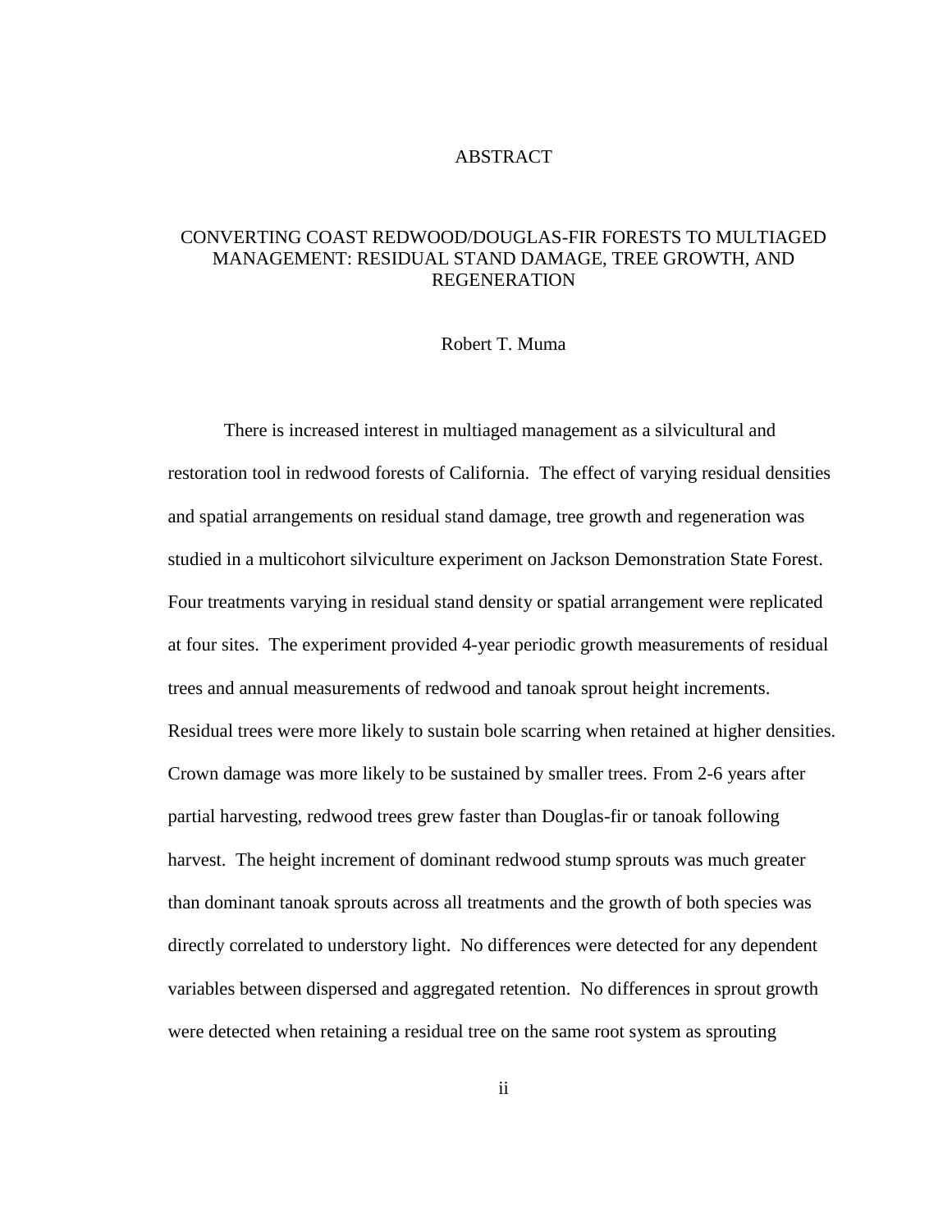# ABSTRACT

## CONVERTING COAST REDWOOD/DOUGLAS-FIR FORESTS TO MULTIAGED MANAGEMENT: RESIDUAL STAND DAMAGE, TREE GROWTH, AND REGENERATION

Robert T. Muma

There is increased interest in multiaged management as a silvicultural and restoration tool in redwood forests of California. The effect of varying residual densities and spatial arrangements on residual stand damage, tree growth and regeneration was studied in a multicohort silviculture experiment on Jackson Demonstration State Forest. Four treatments varying in residual stand density or spatial arrangement were replicated at four sites. The experiment provided 4-year periodic growth measurements of residual trees and annual measurements of redwood and tanoak sprout height increments. Residual trees were more likely to sustain bole scarring when retained at higher densities. Crown damage was more likely to be sustained by smaller trees. From 2-6 years after partial harvesting, redwood trees grew faster than Douglas-fir or tanoak following harvest. The height increment of dominant redwood stump sprouts was much greater than dominant tanoak sprouts across all treatments and the growth of both species was directly correlated to understory light. No differences were detected for any dependent variables between dispersed and aggregated retention. No differences in sprout growth were detected when retaining a residual tree on the same root system as sprouting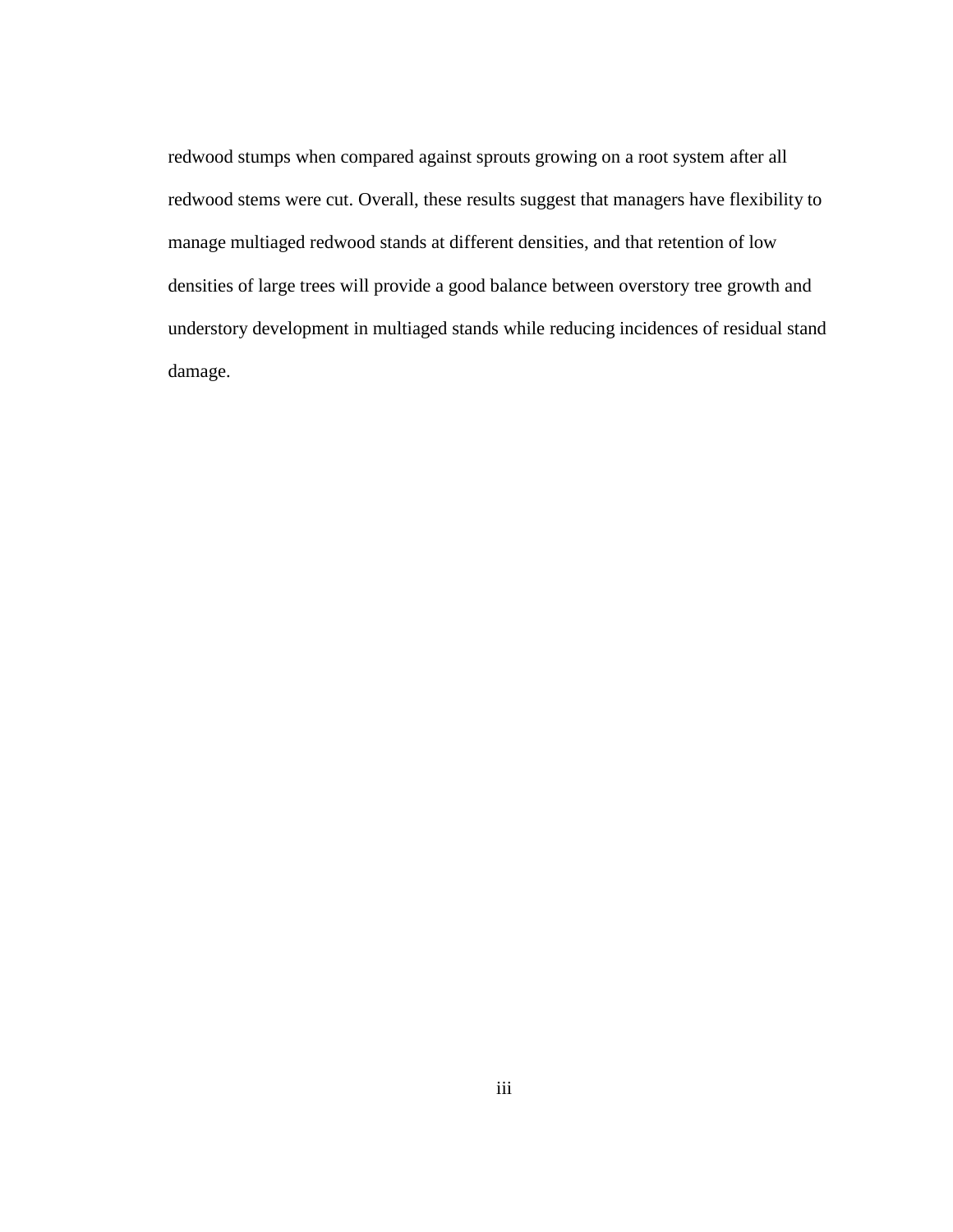redwood stumps when compared against sprouts growing on a root system after all redwood stems were cut. Overall, these results suggest that managers have flexibility to manage multiaged redwood stands at different densities, and that retention of low densities of large trees will provide a good balance between overstory tree growth and understory development in multiaged stands while reducing incidences of residual stand damage.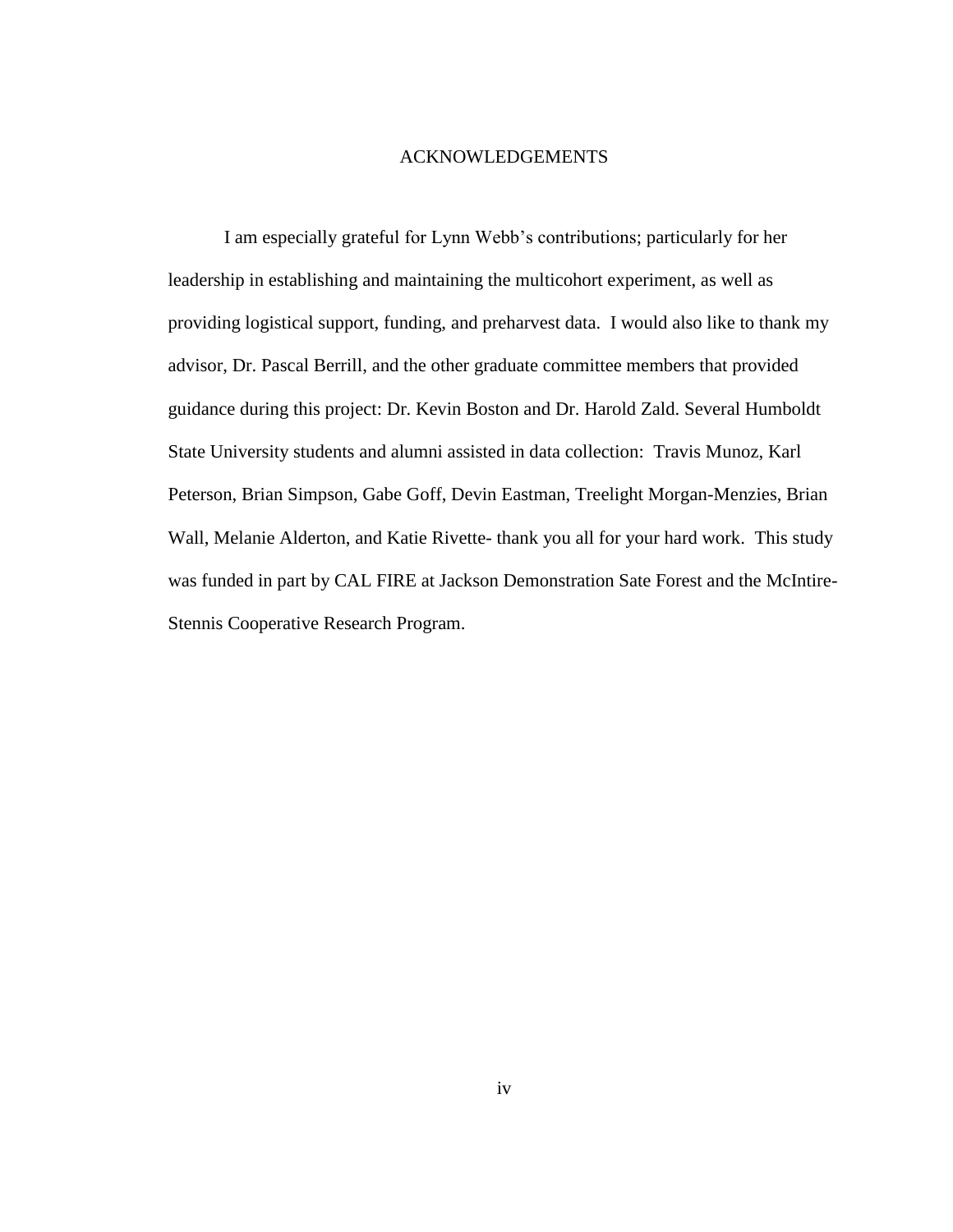# ACKNOWLEDGEMENTS

I am especially grateful for Lynn Webb's contributions; particularly for her leadership in establishing and maintaining the multicohort experiment, as well as providing logistical support, funding, and preharvest data. I would also like to thank my advisor, Dr. Pascal Berrill, and the other graduate committee members that provided guidance during this project: Dr. Kevin Boston and Dr. Harold Zald. Several Humboldt State University students and alumni assisted in data collection: Travis Munoz, Karl Peterson, Brian Simpson, Gabe Goff, Devin Eastman, Treelight Morgan-Menzies, Brian Wall, Melanie Alderton, and Katie Rivette- thank you all for your hard work. This study was funded in part by CAL FIRE at Jackson Demonstration Sate Forest and the McIntire-Stennis Cooperative Research Program.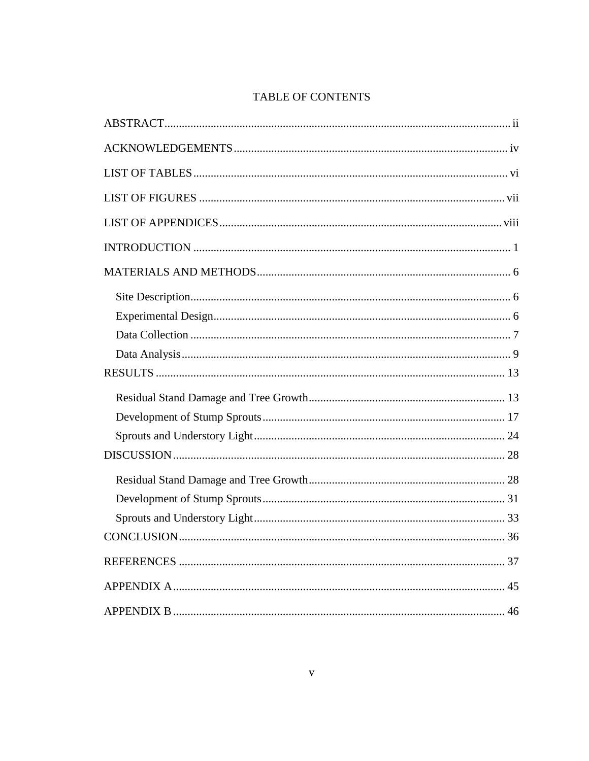# TABLE OF CONTENTS

ABSTRACT ........................................................................................................... ii

ACKNOWLEDGEMENTS ........................................................................................ iv

LIST OF TABLES ................................................................................................... vi

LIST OF FIGURES ................................................................................................. vii

LIST OF APPENDICES ......................................................................................... viii

INTRODUCTION ..................................................................................................... 1

MATERIALS AND METHODS ................................................................................. 6

- Site Description ................................................................................................. 6
- Experimental Design ......................................................................................... 6
- Data Collection .................................................................................................. 7
- Data Analysis ..................................................................................................... 9

RESULTS ............................................................................................................... 13

- Residual Stand Damage and Tree Growth ....................................................... 13
- Development of Stump Sprouts ....................................................................... 17
- Sprouts and Understory Light .......................................................................... 24

DISCUSSION .......................................................................................................... 28

- Residual Stand Damage and Tree Growth ....................................................... 28
- Development of Stump Sprouts ....................................................................... 31
- Sprouts and Understory Light .......................................................................... 33

CONCLUSION ........................................................................................................ 36

REFERENCES ........................................................................................................ 37

APPENDIX A ........................................................................................................... 45

APPENDIX B ........................................................................................................... 46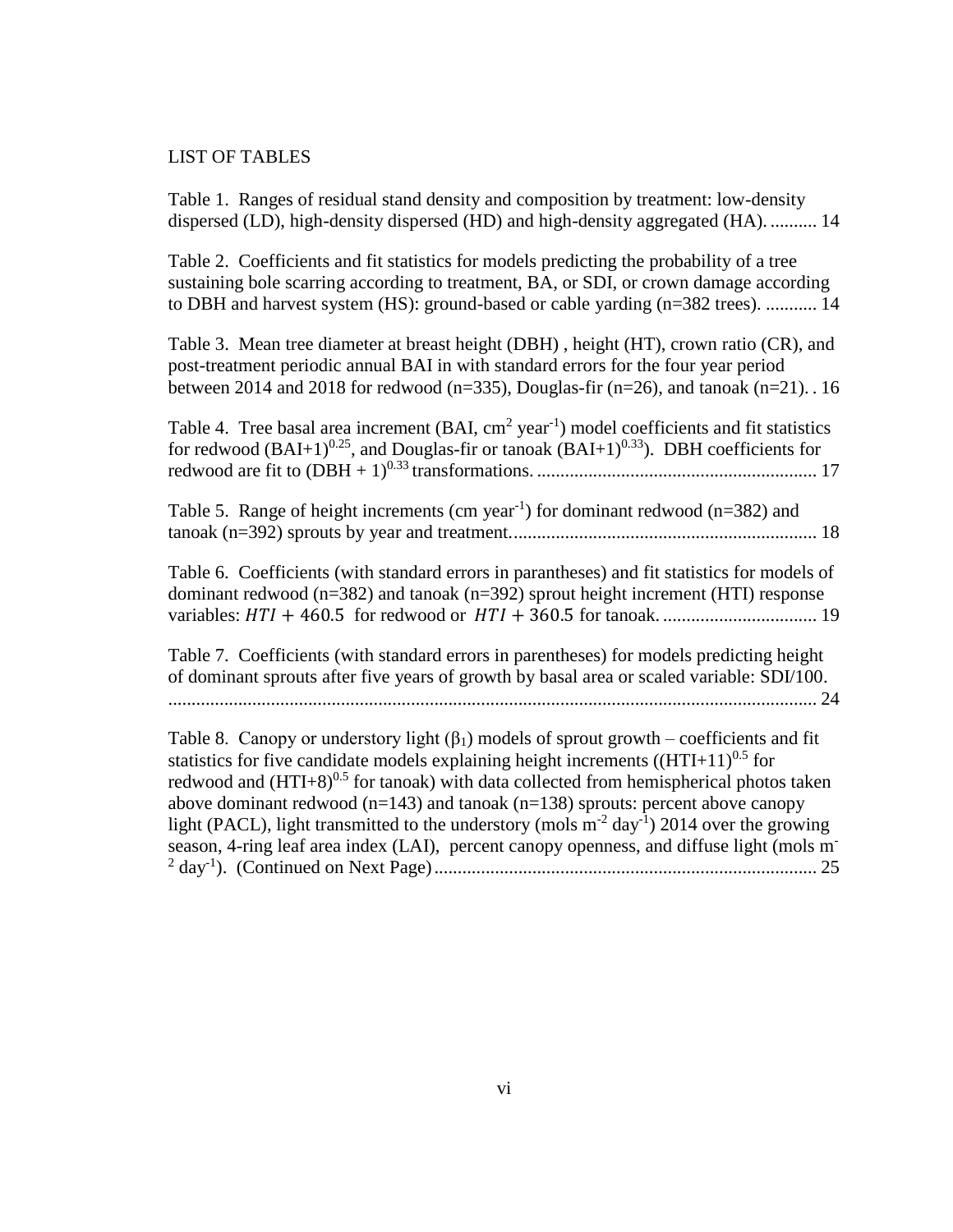LIST OF TABLES

Table 1. Ranges of residual stand density and composition by treatment: low-density dispersed (LD), high-density dispersed (HD) and high-density aggregated (HA). .......... 14

Table 2. Coefficients and fit statistics for models predicting the probability of a tree sustaining bole scarring according to treatment, BA, or SDI, or crown damage according to DBH and harvest system (HS): ground-based or cable yarding (n=382 trees). ........... 14

Table 3. Mean tree diameter at breast height (DBH) , height (HT), crown ratio (CR), and post-treatment periodic annual BAI in with standard errors for the four year period between 2014 and 2018 for redwood (n=335), Douglas-fir (n=26), and tanoak (n=21). . 16

Table 4. Tree basal area increment (BAI, $cm^2$ $year^{-1}$) model coefficients and fit statistics for redwood $(BAI+1)^{0.25}$, and Douglas-fir or tanoak $(BAI+1)^{0.33}$). DBH coefficients for redwood are fit to $(DBH + 1)^{0.33}$ transformations. ............................................................ 17

Table 5. Range of height increments (cm $year^{-1}$) for dominant redwood (n=382) and tanoak (n=392) sprouts by year and treatment. ................................................................. 18

Table 6. Coefficients (with standard errors in parantheses) and fit statistics for models of dominant redwood (n=382) and tanoak (n=392) sprout height increment (HTI) response variables: $HTI + 460.5$ for redwood or $HTI + 360.5$ for tanoak. ................................. 19

Table 7. Coefficients (with standard errors in parentheses) for models predicting height of dominant sprouts after five years of growth by basal area or scaled variable: SDI/100. ........................................................................................................................................ 24

Table 8. Canopy or understory light ($\beta_1$) models of sprout growth – coefficients and fit statistics for five candidate models explaining height increments ($(HTI+11)^{0.5}$ for redwood and $(HTI+8)^{0.5}$ for tanoak) with data collected from hemispherical photos taken above dominant redwood (n=143) and tanoak (n=138) sprouts: percent above canopy light (PACL), light transmitted to the understory (mols $m^{-2}$ $day^{-1}$) 2014 over the growing season, 4-ring leaf area index (LAI), percent canopy openness, and diffuse light (mols $m^{-2}$ $day^{-1}$). (Continued on Next Page) .................................................................................. 25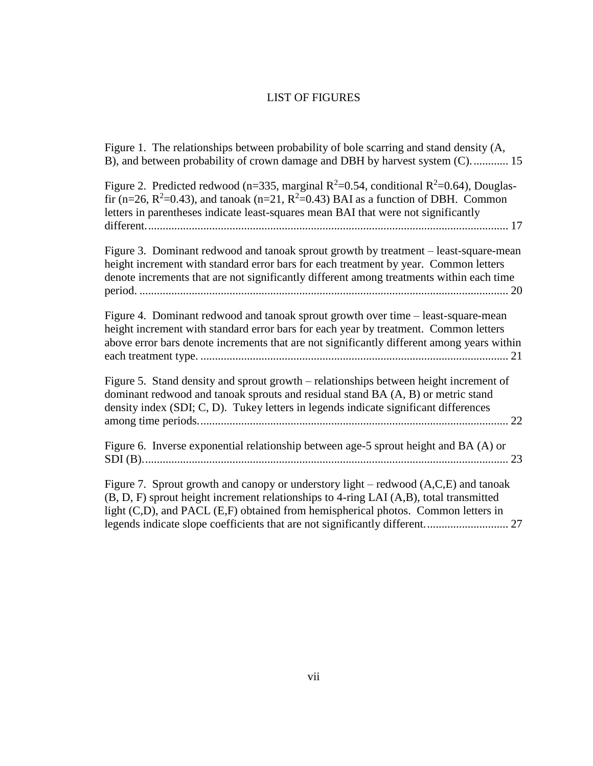# LIST OF FIGURES

Figure 1. The relationships between probability of bole scarring and stand density (A, B), and between probability of crown damage and DBH by harvest system (C). ............ 15

Figure 2. Predicted redwood (n=335, marginal $R^2$=0.54, conditional $R^2$=0.64), Douglas-fir (n=26, $R^2$=0.43), and tanoak (n=21, $R^2$=0.43) BAI as a function of DBH. Common letters in parentheses indicate least-squares mean BAI that were not significantly different. ............ 17

Figure 3. Dominant redwood and tanoak sprout growth by treatment – least-square-mean height increment with standard error bars for each treatment by year. Common letters denote increments that are not significantly different among treatments within each time period. ............ 20

Figure 4. Dominant redwood and tanoak sprout growth over time – least-square-mean height increment with standard error bars for each year by treatment. Common letters above error bars denote increments that are not significantly different among years within each treatment type. ............ 21

Figure 5. Stand density and sprout growth – relationships between height increment of dominant redwood and tanoak sprouts and residual stand BA (A, B) or metric stand density index (SDI; C, D). Tukey letters in legends indicate significant differences among time periods. ............ 22

Figure 6. Inverse exponential relationship between age-5 sprout height and BA (A) or SDI (B). ............ 23

Figure 7. Sprout growth and canopy or understory light – redwood (A,C,E) and tanoak (B, D, F) sprout height increment relationships to 4-ring LAI (A,B), total transmitted light (C,D), and PACL (E,F) obtained from hemispherical photos. Common letters in legends indicate slope coefficients that are not significantly different. ............ 27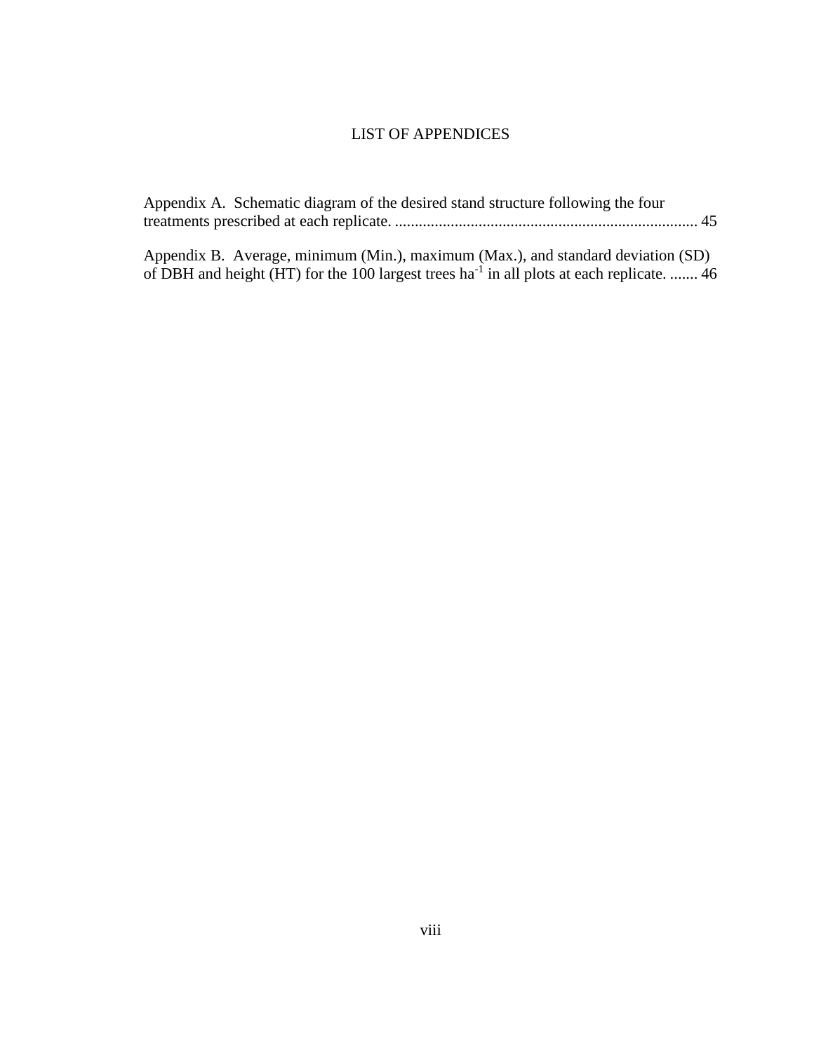# LIST OF APPENDICES

Appendix A. Schematic diagram of the desired stand structure following the four treatments prescribed at each replicate. ........................................................................... 45

Appendix B. Average, minimum (Min.), maximum (Max.), and standard deviation (SD) of DBH and height (HT) for the 100 largest trees $ha^{-1}$ in all plots at each replicate. ....... 46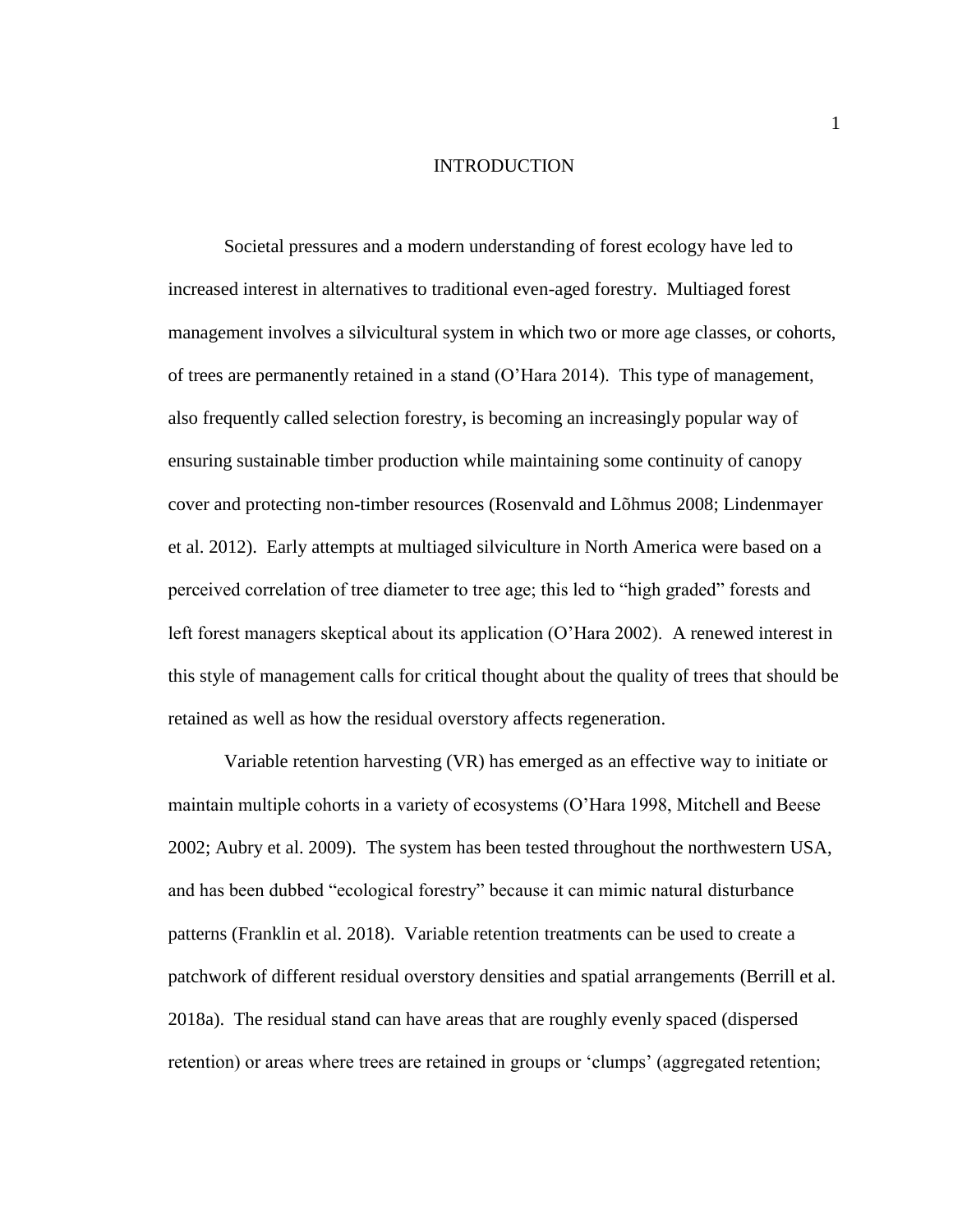# INTRODUCTION

Societal pressures and a modern understanding of forest ecology have led to increased interest in alternatives to traditional even-aged forestry. Multiaged forest management involves a silvicultural system in which two or more age classes, or cohorts, of trees are permanently retained in a stand (O'Hara 2014). This type of management, also frequently called selection forestry, is becoming an increasingly popular way of ensuring sustainable timber production while maintaining some continuity of canopy cover and protecting non-timber resources (Rosenvald and Lõhmus 2008; Lindenmayer et al. 2012). Early attempts at multiaged silviculture in North America were based on a perceived correlation of tree diameter to tree age; this led to "high graded" forests and left forest managers skeptical about its application (O'Hara 2002). A renewed interest in this style of management calls for critical thought about the quality of trees that should be retained as well as how the residual overstory affects regeneration.

Variable retention harvesting (VR) has emerged as an effective way to initiate or maintain multiple cohorts in a variety of ecosystems (O'Hara 1998, Mitchell and Beese 2002; Aubry et al. 2009). The system has been tested throughout the northwestern USA, and has been dubbed "ecological forestry" because it can mimic natural disturbance patterns (Franklin et al. 2018). Variable retention treatments can be used to create a patchwork of different residual overstory densities and spatial arrangements (Berrill et al. 2018a). The residual stand can have areas that are roughly evenly spaced (dispersed retention) or areas where trees are retained in groups or 'clumps' (aggregated retention;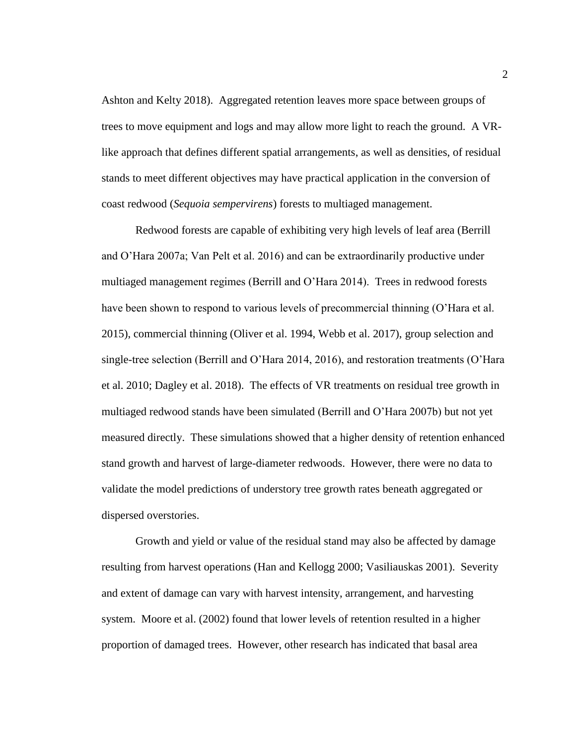Ashton and Kelty 2018). Aggregated retention leaves more space between groups of trees to move equipment and logs and may allow more light to reach the ground. A VR-like approach that defines different spatial arrangements, as well as densities, of residual stands to meet different objectives may have practical application in the conversion of coast redwood (*Sequoia sempervirens*) forests to multiaged management.

Redwood forests are capable of exhibiting very high levels of leaf area (Berrill and O'Hara 2007a; Van Pelt et al. 2016) and can be extraordinarily productive under multiaged management regimes (Berrill and O'Hara 2014). Trees in redwood forests have been shown to respond to various levels of precommercial thinning (O'Hara et al. 2015), commercial thinning (Oliver et al. 1994, Webb et al. 2017), group selection and single-tree selection (Berrill and O'Hara 2014, 2016), and restoration treatments (O'Hara et al. 2010; Dagley et al. 2018). The effects of VR treatments on residual tree growth in multiaged redwood stands have been simulated (Berrill and O'Hara 2007b) but not yet measured directly. These simulations showed that a higher density of retention enhanced stand growth and harvest of large-diameter redwoods. However, there were no data to validate the model predictions of understory tree growth rates beneath aggregated or dispersed overstories.

Growth and yield or value of the residual stand may also be affected by damage resulting from harvest operations (Han and Kellogg 2000; Vasiliauskas 2001). Severity and extent of damage can vary with harvest intensity, arrangement, and harvesting system. Moore et al. (2002) found that lower levels of retention resulted in a higher proportion of damaged trees. However, other research has indicated that basal area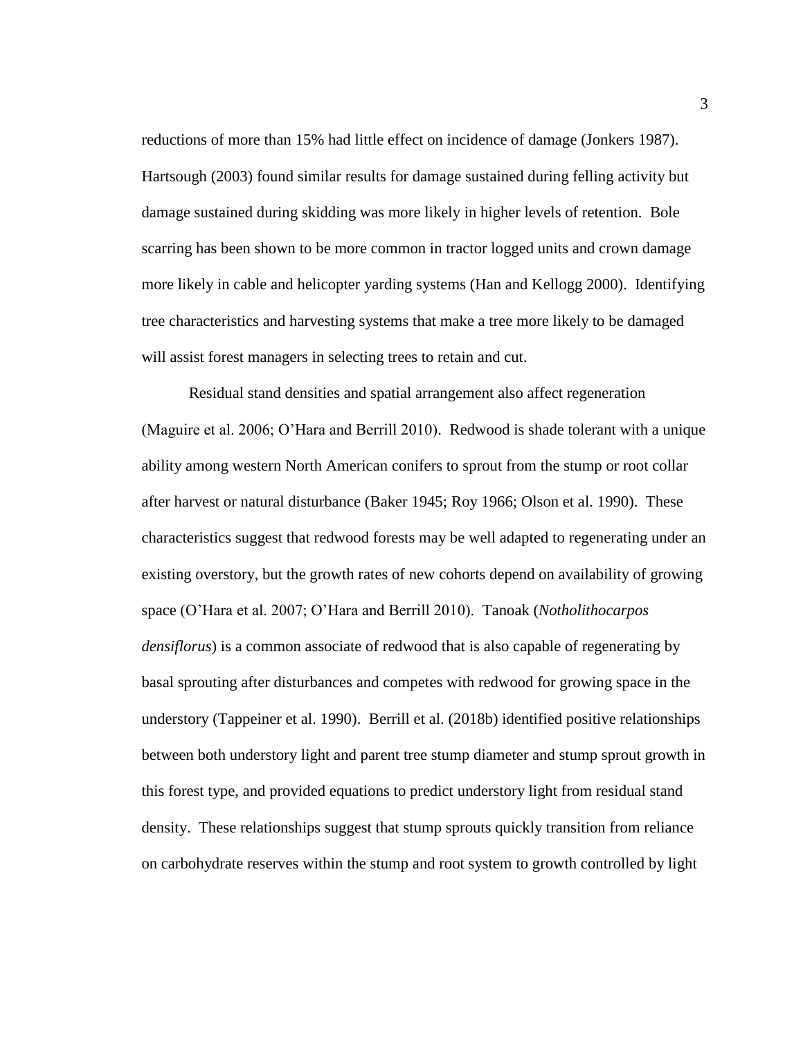reductions of more than 15% had little effect on incidence of damage (Jonkers 1987). Hartsough (2003) found similar results for damage sustained during felling activity but damage sustained during skidding was more likely in higher levels of retention. Bole scarring has been shown to be more common in tractor logged units and crown damage more likely in cable and helicopter yarding systems (Han and Kellogg 2000). Identifying tree characteristics and harvesting systems that make a tree more likely to be damaged will assist forest managers in selecting trees to retain and cut.

Residual stand densities and spatial arrangement also affect regeneration (Maguire et al. 2006; O'Hara and Berrill 2010). Redwood is shade tolerant with a unique ability among western North American conifers to sprout from the stump or root collar after harvest or natural disturbance (Baker 1945; Roy 1966; Olson et al. 1990). These characteristics suggest that redwood forests may be well adapted to regenerating under an existing overstory, but the growth rates of new cohorts depend on availability of growing space (O'Hara et al. 2007; O'Hara and Berrill 2010). Tanoak (*Notholithocarpos densiflorus*) is a common associate of redwood that is also capable of regenerating by basal sprouting after disturbances and competes with redwood for growing space in the understory (Tappeiner et al. 1990). Berrill et al. (2018b) identified positive relationships between both understory light and parent tree stump diameter and stump sprout growth in this forest type, and provided equations to predict understory light from residual stand density. These relationships suggest that stump sprouts quickly transition from reliance on carbohydrate reserves within the stump and root system to growth controlled by light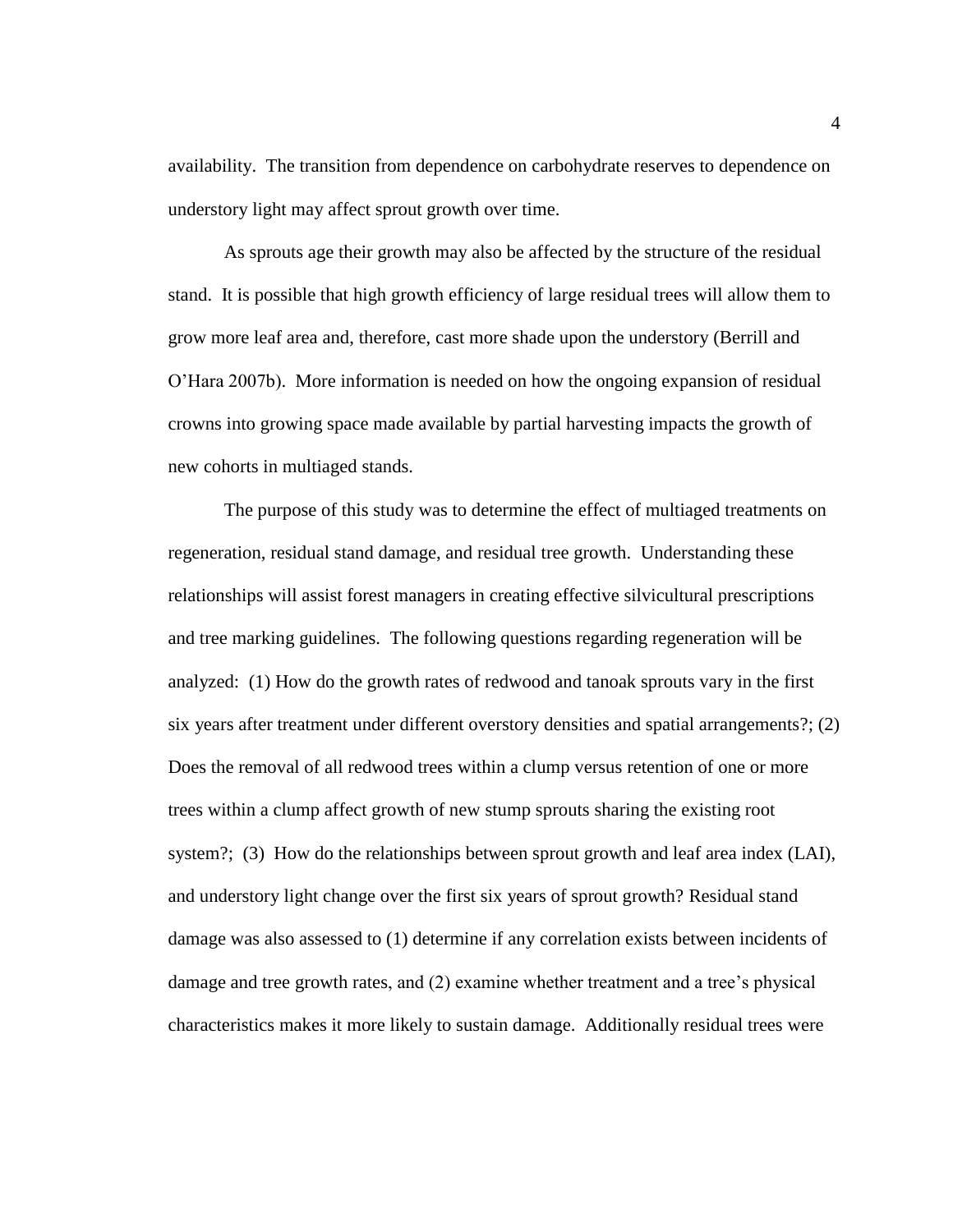availability. The transition from dependence on carbohydrate reserves to dependence on understory light may affect sprout growth over time.

As sprouts age their growth may also be affected by the structure of the residual stand. It is possible that high growth efficiency of large residual trees will allow them to grow more leaf area and, therefore, cast more shade upon the understory (Berrill and O'Hara 2007b). More information is needed on how the ongoing expansion of residual crowns into growing space made available by partial harvesting impacts the growth of new cohorts in multiaged stands.

The purpose of this study was to determine the effect of multiaged treatments on regeneration, residual stand damage, and residual tree growth. Understanding these relationships will assist forest managers in creating effective silvicultural prescriptions and tree marking guidelines. The following questions regarding regeneration will be analyzed: (1) How do the growth rates of redwood and tanoak sprouts vary in the first six years after treatment under different overstory densities and spatial arrangements?; (2) Does the removal of all redwood trees within a clump versus retention of one or more trees within a clump affect growth of new stump sprouts sharing the existing root system?; (3) How do the relationships between sprout growth and leaf area index (LAI), and understory light change over the first six years of sprout growth? Residual stand damage was also assessed to (1) determine if any correlation exists between incidents of damage and tree growth rates, and (2) examine whether treatment and a tree's physical characteristics makes it more likely to sustain damage. Additionally residual trees were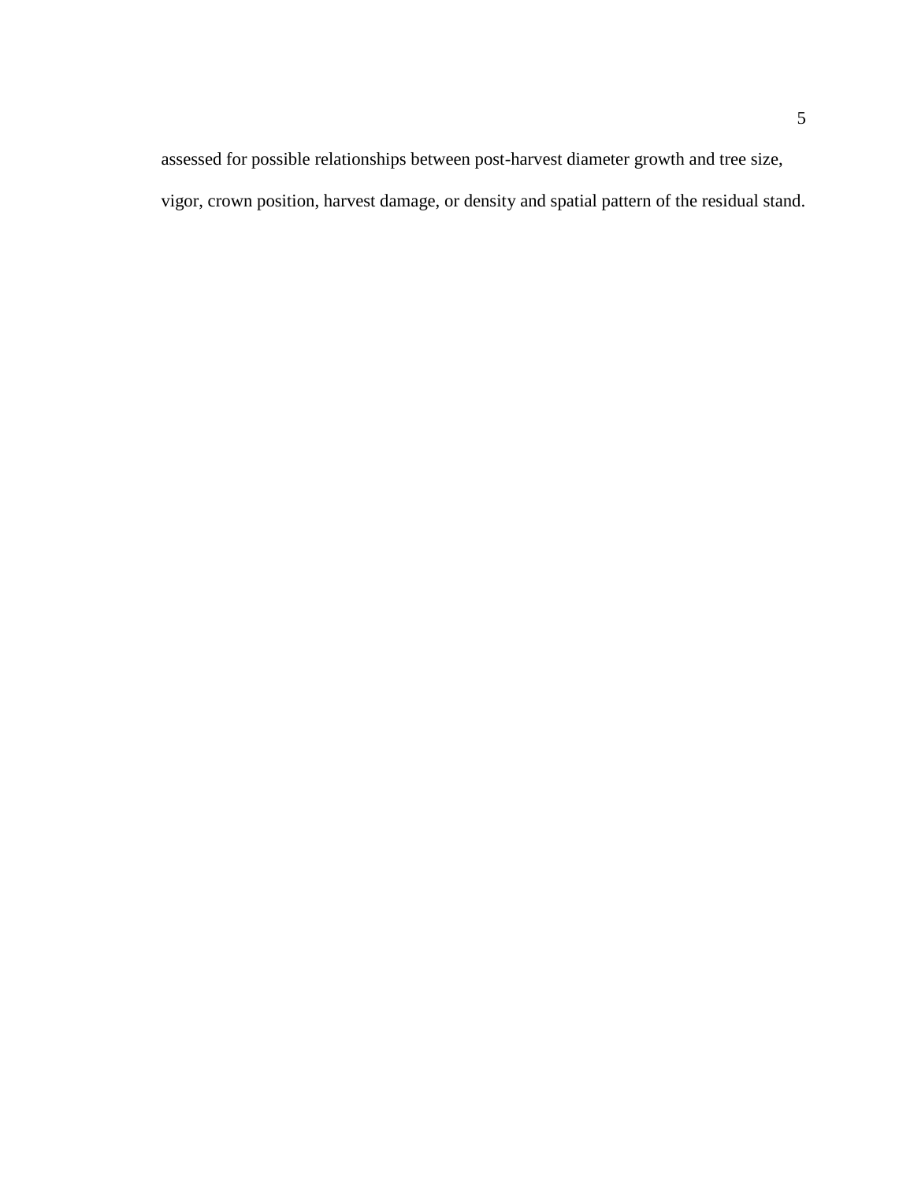assessed for possible relationships between post-harvest diameter growth and tree size, vigor, crown position, harvest damage, or density and spatial pattern of the residual stand.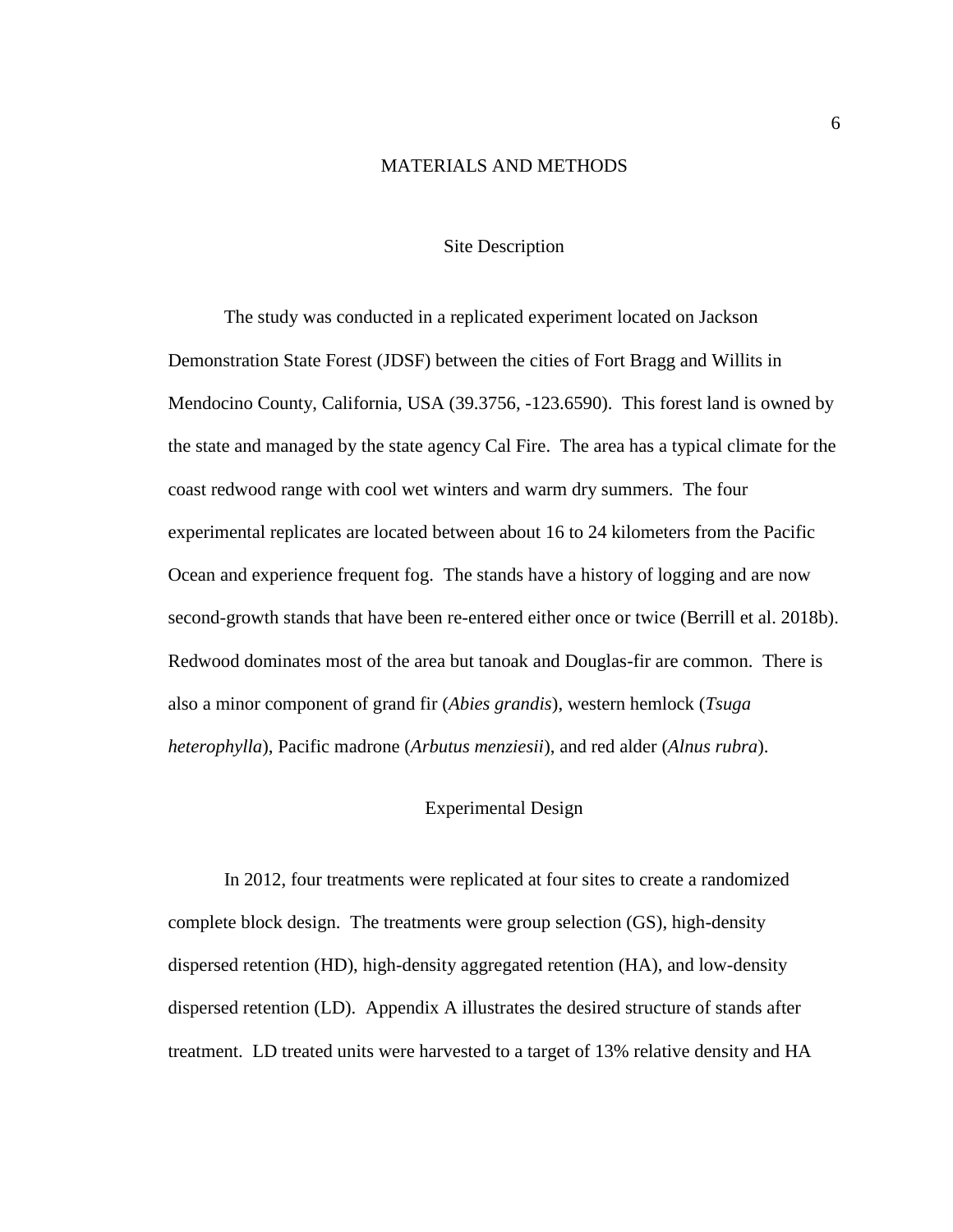# MATERIALS AND METHODS

## Site Description

The study was conducted in a replicated experiment located on Jackson Demonstration State Forest (JDSF) between the cities of Fort Bragg and Willits in Mendocino County, California, USA (39.3756, -123.6590). This forest land is owned by the state and managed by the state agency Cal Fire. The area has a typical climate for the coast redwood range with cool wet winters and warm dry summers. The four experimental replicates are located between about 16 to 24 kilometers from the Pacific Ocean and experience frequent fog. The stands have a history of logging and are now second-growth stands that have been re-entered either once or twice (Berrill et al. 2018b). Redwood dominates most of the area but tanoak and Douglas-fir are common. There is also a minor component of grand fir (*Abies grandis*), western hemlock (*Tsuga heterophylla*), Pacific madrone (*Arbutus menziesii*), and red alder (*Alnus rubra*).

## Experimental Design

In 2012, four treatments were replicated at four sites to create a randomized complete block design. The treatments were group selection (GS), high-density dispersed retention (HD), high-density aggregated retention (HA), and low-density dispersed retention (LD). Appendix A illustrates the desired structure of stands after treatment. LD treated units were harvested to a target of 13% relative density and HA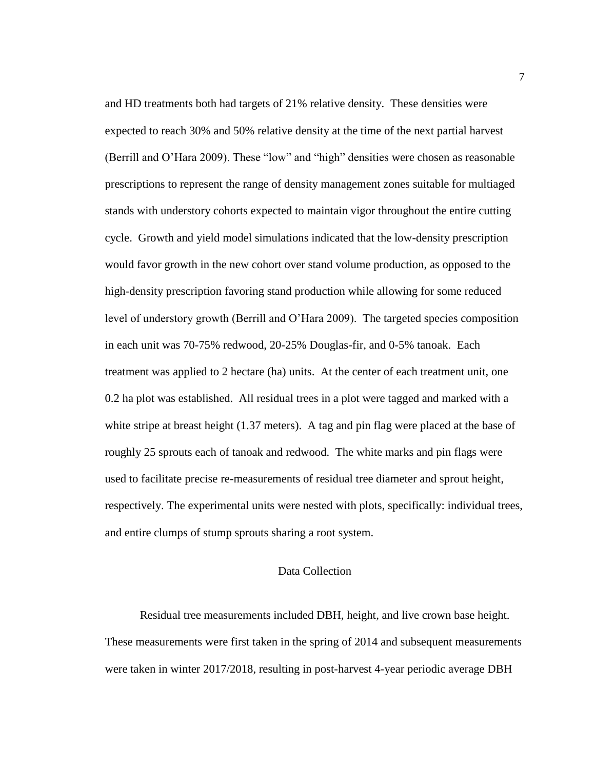and HD treatments both had targets of 21% relative density. These densities were expected to reach 30% and 50% relative density at the time of the next partial harvest (Berrill and O'Hara 2009). These "low" and "high" densities were chosen as reasonable prescriptions to represent the range of density management zones suitable for multiaged stands with understory cohorts expected to maintain vigor throughout the entire cutting cycle. Growth and yield model simulations indicated that the low-density prescription would favor growth in the new cohort over stand volume production, as opposed to the high-density prescription favoring stand production while allowing for some reduced level of understory growth (Berrill and O'Hara 2009). The targeted species composition in each unit was 70-75% redwood, 20-25% Douglas-fir, and 0-5% tanoak. Each treatment was applied to 2 hectare (ha) units. At the center of each treatment unit, one 0.2 ha plot was established. All residual trees in a plot were tagged and marked with a white stripe at breast height (1.37 meters). A tag and pin flag were placed at the base of roughly 25 sprouts each of tanoak and redwood. The white marks and pin flags were used to facilitate precise re-measurements of residual tree diameter and sprout height, respectively. The experimental units were nested with plots, specifically: individual trees, and entire clumps of stump sprouts sharing a root system.

## Data Collection

Residual tree measurements included DBH, height, and live crown base height. These measurements were first taken in the spring of 2014 and subsequent measurements were taken in winter 2017/2018, resulting in post-harvest 4-year periodic average DBH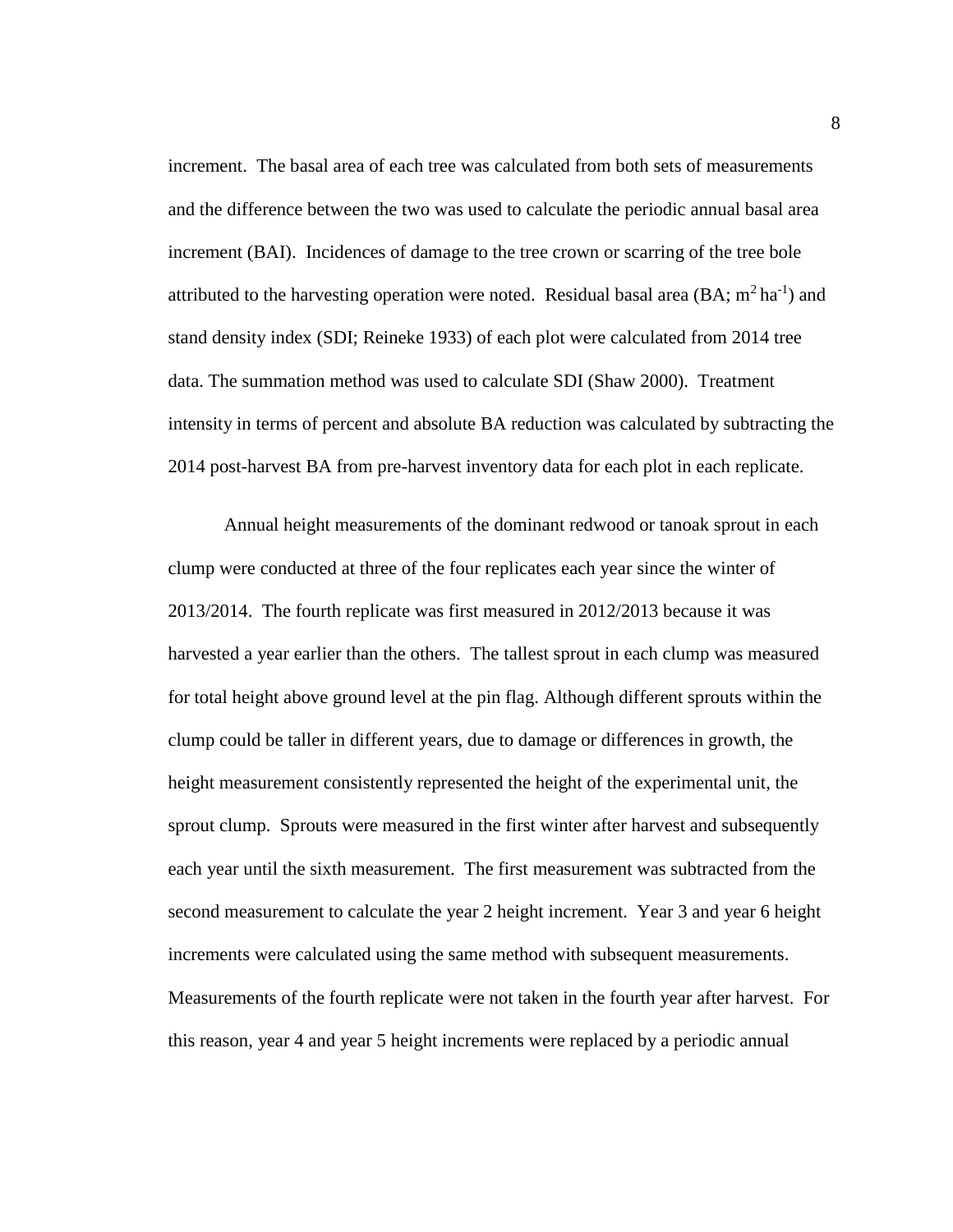increment. The basal area of each tree was calculated from both sets of measurements and the difference between the two was used to calculate the periodic annual basal area increment (BAI). Incidences of damage to the tree crown or scarring of the tree bole attributed to the harvesting operation were noted. Residual basal area (BA; $m^2$ $ha^{-1}$) and stand density index (SDI; Reineke 1933) of each plot were calculated from 2014 tree data. The summation method was used to calculate SDI (Shaw 2000). Treatment intensity in terms of percent and absolute BA reduction was calculated by subtracting the 2014 post-harvest BA from pre-harvest inventory data for each plot in each replicate.

Annual height measurements of the dominant redwood or tanoak sprout in each clump were conducted at three of the four replicates each year since the winter of 2013/2014. The fourth replicate was first measured in 2012/2013 because it was harvested a year earlier than the others. The tallest sprout in each clump was measured for total height above ground level at the pin flag. Although different sprouts within the clump could be taller in different years, due to damage or differences in growth, the height measurement consistently represented the height of the experimental unit, the sprout clump. Sprouts were measured in the first winter after harvest and subsequently each year until the sixth measurement. The first measurement was subtracted from the second measurement to calculate the year 2 height increment. Year 3 and year 6 height increments were calculated using the same method with subsequent measurements. Measurements of the fourth replicate were not taken in the fourth year after harvest. For this reason, year 4 and year 5 height increments were replaced by a periodic annual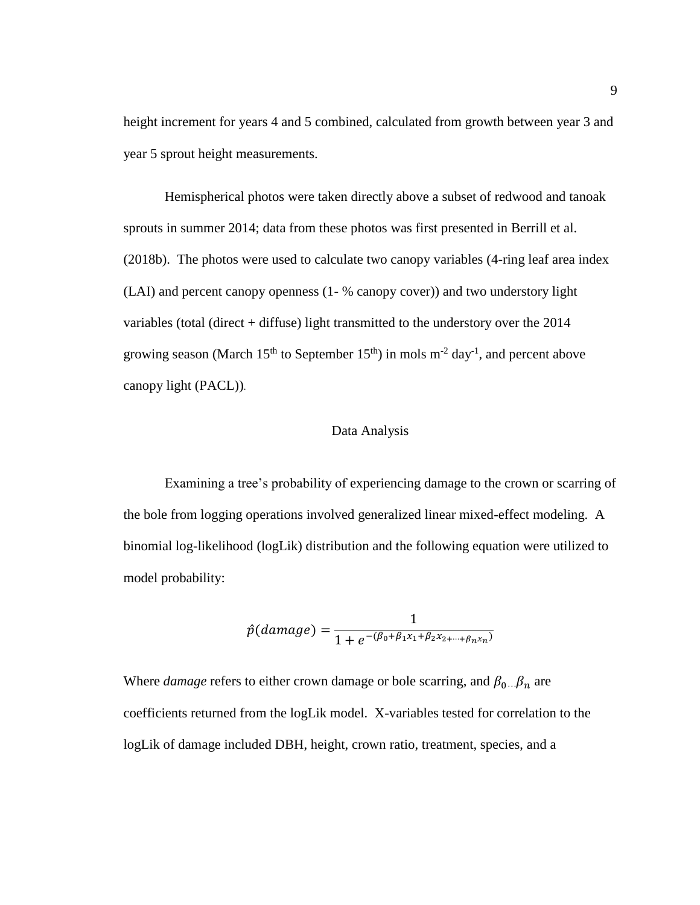height increment for years 4 and 5 combined, calculated from growth between year 3 and year 5 sprout height measurements.

Hemispherical photos were taken directly above a subset of redwood and tanoak sprouts in summer 2014; data from these photos was first presented in Berrill et al. (2018b). The photos were used to calculate two canopy variables (4-ring leaf area index (LAI) and percent canopy openness (1- % canopy cover)) and two understory light variables (total (direct + diffuse) light transmitted to the understory over the 2014 growing season (March 15th to September 15th) in mols $m^{-2}$ $day^{-1}$, and percent above canopy light (PACL)).

## Data Analysis

Examining a tree's probability of experiencing damage to the crown or scarring of the bole from logging operations involved generalized linear mixed-effect modeling. A binomial log-likelihood (logLik) distribution and the following equation were utilized to model probability:

$$\hat{p}(damage) = \frac{1}{1 + e^{-(\beta_0 + \beta_1 x_1 + \beta_2 x_{2+\cdots+} \beta_n x_n)}}$$

Where *damage* refers to either crown damage or bole scarring, and $\beta_{0 \ldots} \beta_n$ are coefficients returned from the logLik model. X-variables tested for correlation to the logLik of damage included DBH, height, crown ratio, treatment, species, and a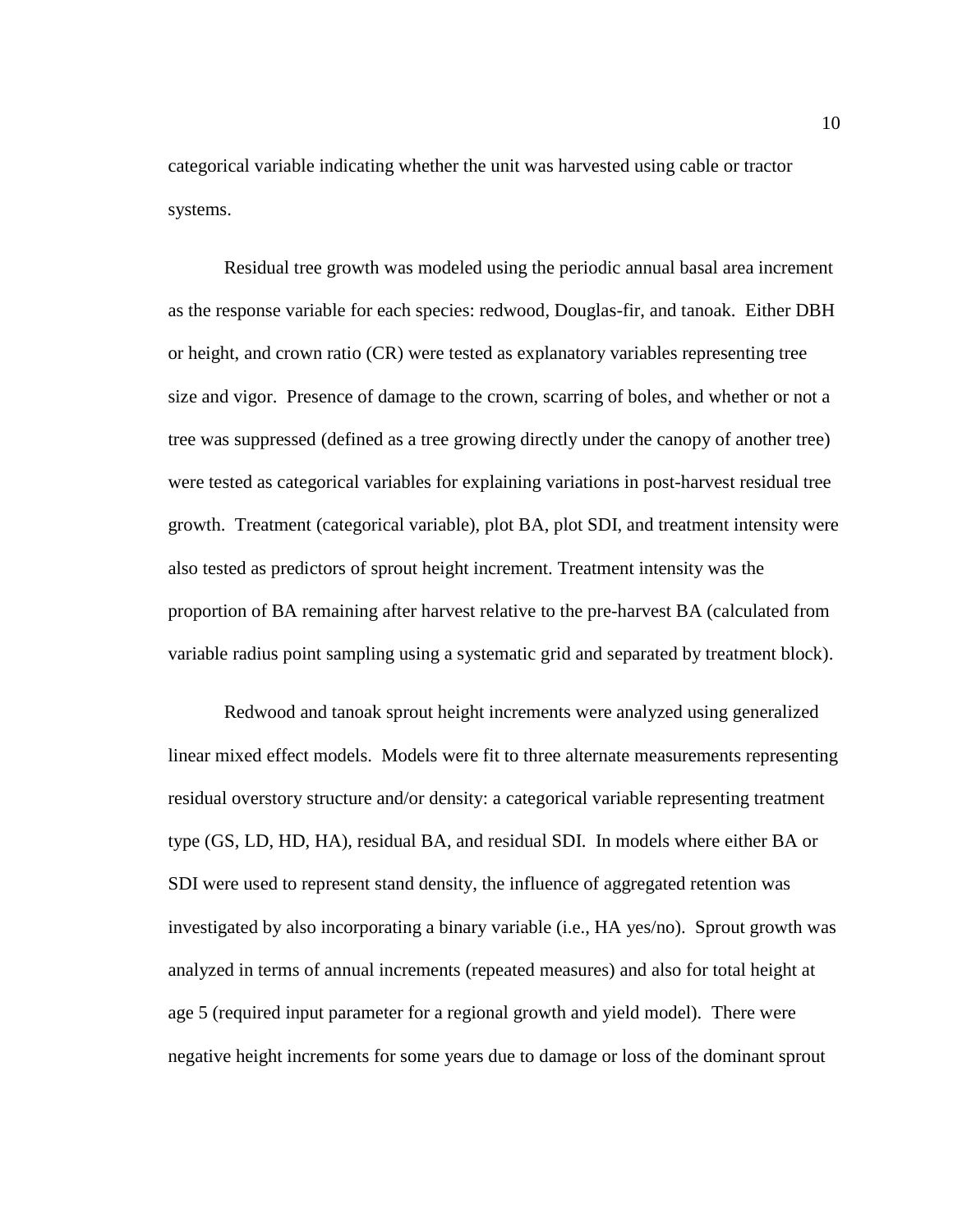categorical variable indicating whether the unit was harvested using cable or tractor systems.

Residual tree growth was modeled using the periodic annual basal area increment as the response variable for each species: redwood, Douglas-fir, and tanoak. Either DBH or height, and crown ratio (CR) were tested as explanatory variables representing tree size and vigor. Presence of damage to the crown, scarring of boles, and whether or not a tree was suppressed (defined as a tree growing directly under the canopy of another tree) were tested as categorical variables for explaining variations in post-harvest residual tree growth. Treatment (categorical variable), plot BA, plot SDI, and treatment intensity were also tested as predictors of sprout height increment. Treatment intensity was the proportion of BA remaining after harvest relative to the pre-harvest BA (calculated from variable radius point sampling using a systematic grid and separated by treatment block).

Redwood and tanoak sprout height increments were analyzed using generalized linear mixed effect models. Models were fit to three alternate measurements representing residual overstory structure and/or density: a categorical variable representing treatment type (GS, LD, HD, HA), residual BA, and residual SDI. In models where either BA or SDI were used to represent stand density, the influence of aggregated retention was investigated by also incorporating a binary variable (i.e., HA yes/no). Sprout growth was analyzed in terms of annual increments (repeated measures) and also for total height at age 5 (required input parameter for a regional growth and yield model). There were negative height increments for some years due to damage or loss of the dominant sprout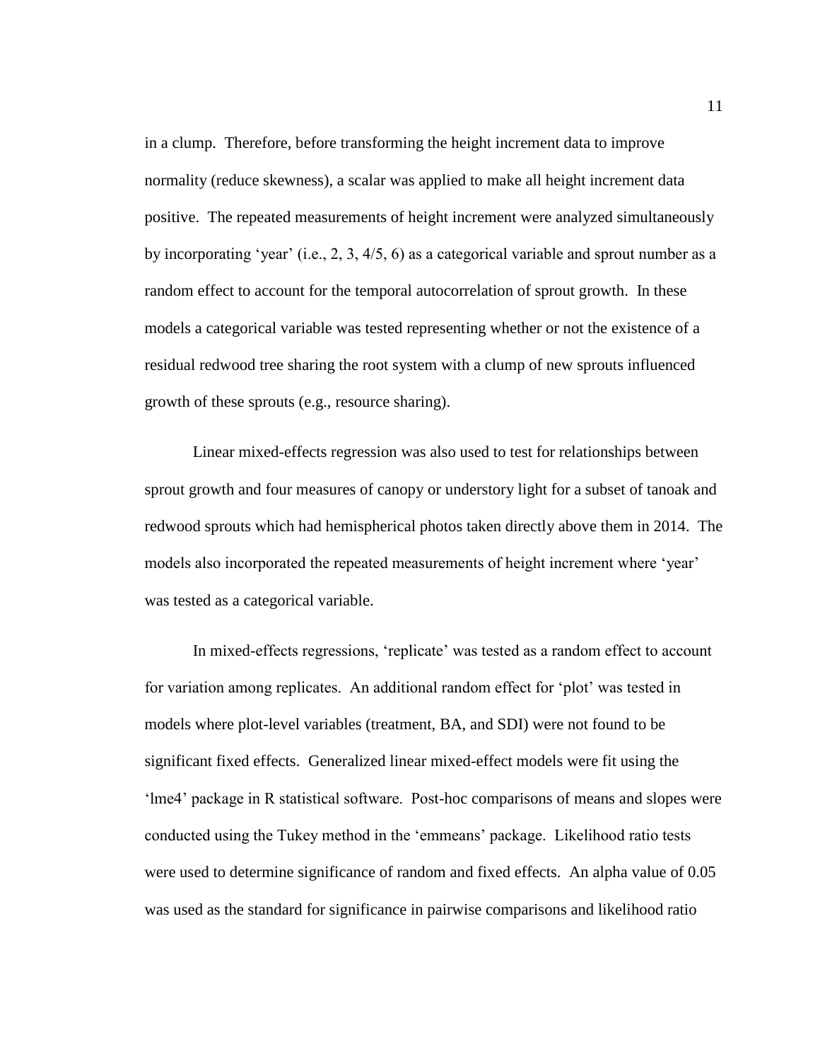in a clump. Therefore, before transforming the height increment data to improve normality (reduce skewness), a scalar was applied to make all height increment data positive. The repeated measurements of height increment were analyzed simultaneously by incorporating 'year' (i.e., 2, 3, 4/5, 6) as a categorical variable and sprout number as a random effect to account for the temporal autocorrelation of sprout growth. In these models a categorical variable was tested representing whether or not the existence of a residual redwood tree sharing the root system with a clump of new sprouts influenced growth of these sprouts (e.g., resource sharing).

Linear mixed-effects regression was also used to test for relationships between sprout growth and four measures of canopy or understory light for a subset of tanoak and redwood sprouts which had hemispherical photos taken directly above them in 2014. The models also incorporated the repeated measurements of height increment where 'year' was tested as a categorical variable.

In mixed-effects regressions, 'replicate' was tested as a random effect to account for variation among replicates. An additional random effect for 'plot' was tested in models where plot-level variables (treatment, BA, and SDI) were not found to be significant fixed effects. Generalized linear mixed-effect models were fit using the 'lme4' package in R statistical software. Post-hoc comparisons of means and slopes were conducted using the Tukey method in the 'emmeans' package. Likelihood ratio tests were used to determine significance of random and fixed effects. An alpha value of 0.05 was used as the standard for significance in pairwise comparisons and likelihood ratio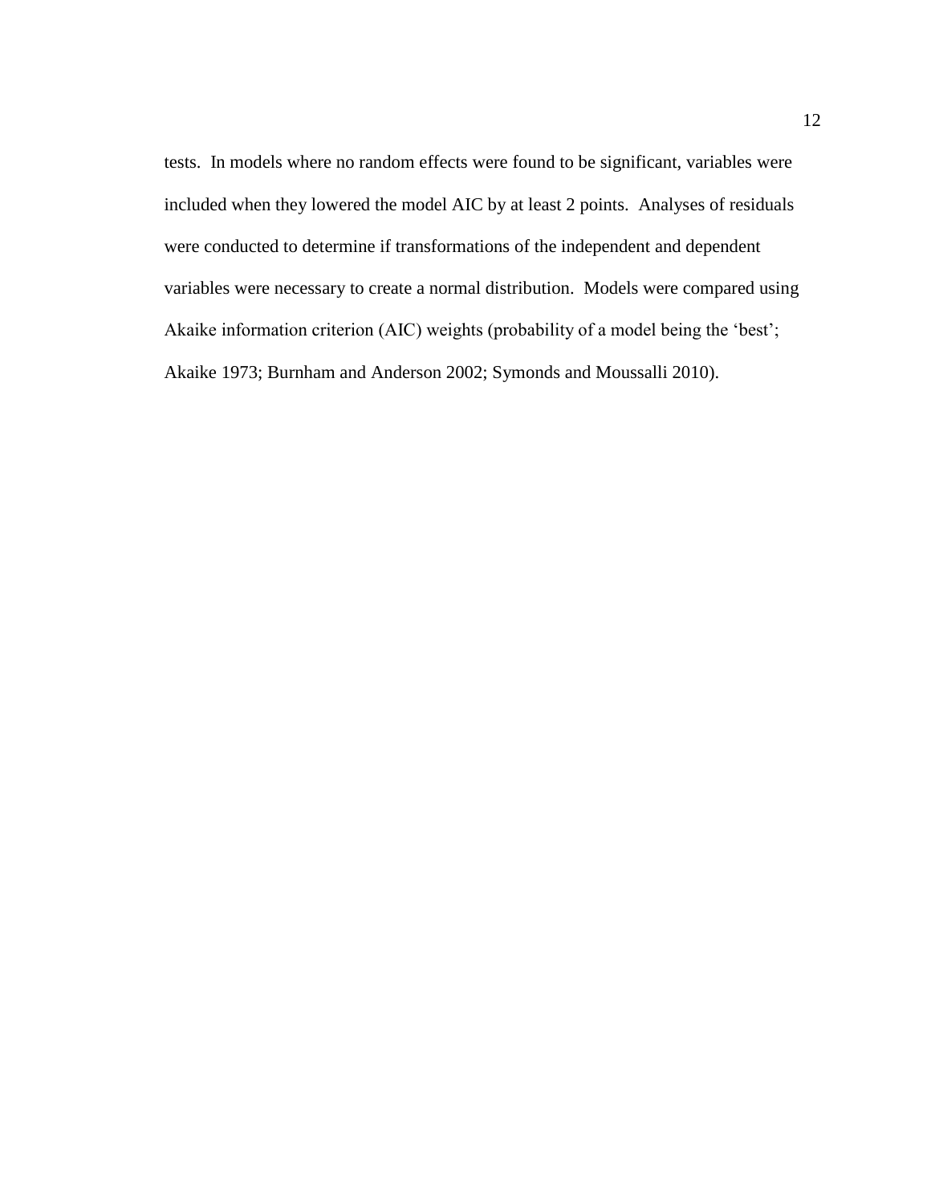tests. In models where no random effects were found to be significant, variables were included when they lowered the model AIC by at least 2 points. Analyses of residuals were conducted to determine if transformations of the independent and dependent variables were necessary to create a normal distribution. Models were compared using Akaike information criterion (AIC) weights (probability of a model being the 'best'; Akaike 1973; Burnham and Anderson 2002; Symonds and Moussalli 2010).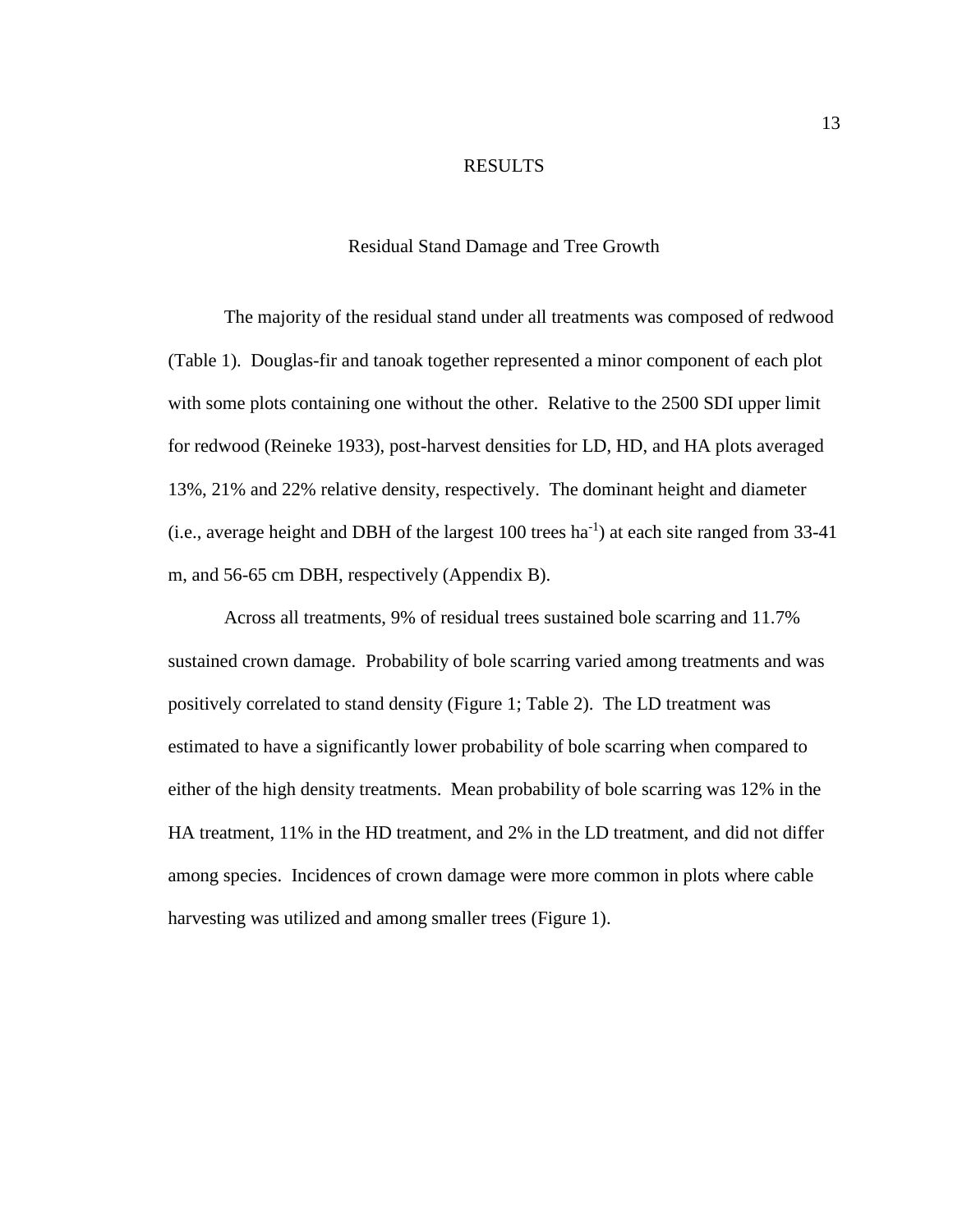# RESULTS

## Residual Stand Damage and Tree Growth

The majority of the residual stand under all treatments was composed of redwood (Table 1). Douglas-fir and tanoak together represented a minor component of each plot with some plots containing one without the other. Relative to the 2500 SDI upper limit for redwood (Reineke 1933), post-harvest densities for LD, HD, and HA plots averaged 13%, 21% and 22% relative density, respectively. The dominant height and diameter (i.e., average height and DBH of the largest 100 trees $ha^{-1}$) at each site ranged from 33-41 m, and 56-65 cm DBH, respectively (Appendix B).

Across all treatments, 9% of residual trees sustained bole scarring and 11.7% sustained crown damage. Probability of bole scarring varied among treatments and was positively correlated to stand density (Figure 1; Table 2). The LD treatment was estimated to have a significantly lower probability of bole scarring when compared to either of the high density treatments. Mean probability of bole scarring was 12% in the HA treatment, 11% in the HD treatment, and 2% in the LD treatment, and did not differ among species. Incidences of crown damage were more common in plots where cable harvesting was utilized and among smaller trees (Figure 1).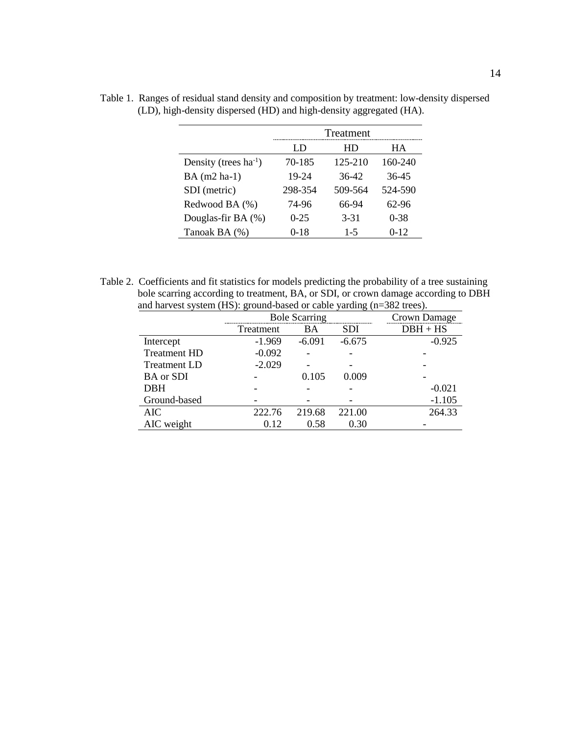Table 1. Ranges of residual stand density and composition by treatment: low-density dispersed (LD), high-density dispersed (HD) and high-density aggregated (HA).

| | Treatment | | |
|---|---|---|---|
| | LD | HD | HA |
| Density (trees $ha^{-1}$) | 70-185 | 125-210 | 160-240 |
| BA (m2 ha-1) | 19-24 | 36-42 | 36-45 |
| SDI (metric) | 298-354 | 509-564 | 524-590 |
| Redwood BA (%) | 74-96 | 66-94 | 62-96 |
| Douglas-fir BA (%) | 0-25 | 3-31 | 0-38 |
| Tanoak BA (%) | 0-18 | 1-5 | 0-12 |

Table 2. Coefficients and fit statistics for models predicting the probability of a tree sustaining bole scarring according to treatment, BA, or SDI, or crown damage according to DBH and harvest system (HS): ground-based or cable yarding (n=382 trees).

| | Bole Scarring | | | Crown Damage |
|---|---|---|---|---|
| | Treatment | BA | SDI | DBH + HS |
| Intercept | -1.969 | -6.091 | -6.675 | -0.925 |
| Treatment HD | -0.092 | - | - | - |
| Treatment LD | -2.029 | - | - | - |
| BA or SDI | - | 0.105 | 0.009 | - |
| DBH | - | - | - | -0.021 |
| Ground-based | - | - | - | -1.105 |
| AIC | 222.76 | 219.68 | 221.00 | 264.33 |
| AIC weight | 0.12 | 0.58 | 0.30 | - |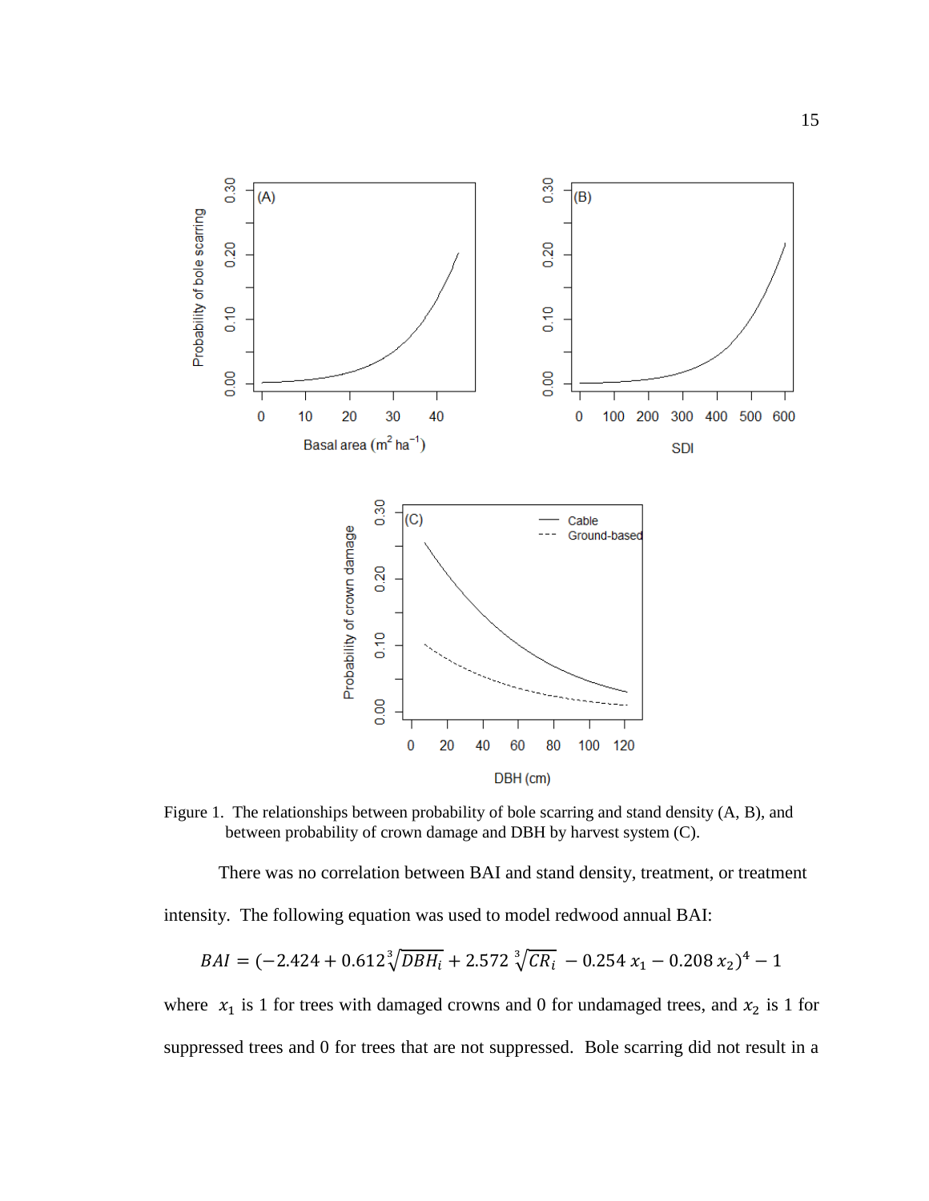Figure 1. The relationships between probability of bole scarring and stand density (A, B), and between probability of crown damage and DBH by harvest system (C).

There was no correlation between BAI and stand density, treatment, or treatment intensity. The following equation was used to model redwood annual BAI:

$$BAI = (-2.424 + 0.612\sqrt[3]{DBH_i} + 2.572\,\sqrt[3]{CR_i}\, - 0.254\,x_1 - 0.208\,x_2)^4 - 1$$

where $x_1$ is 1 for trees with damaged crowns and 0 for undamaged trees, and $x_2$ is 1 for suppressed trees and 0 for trees that are not suppressed. Bole scarring did not result in a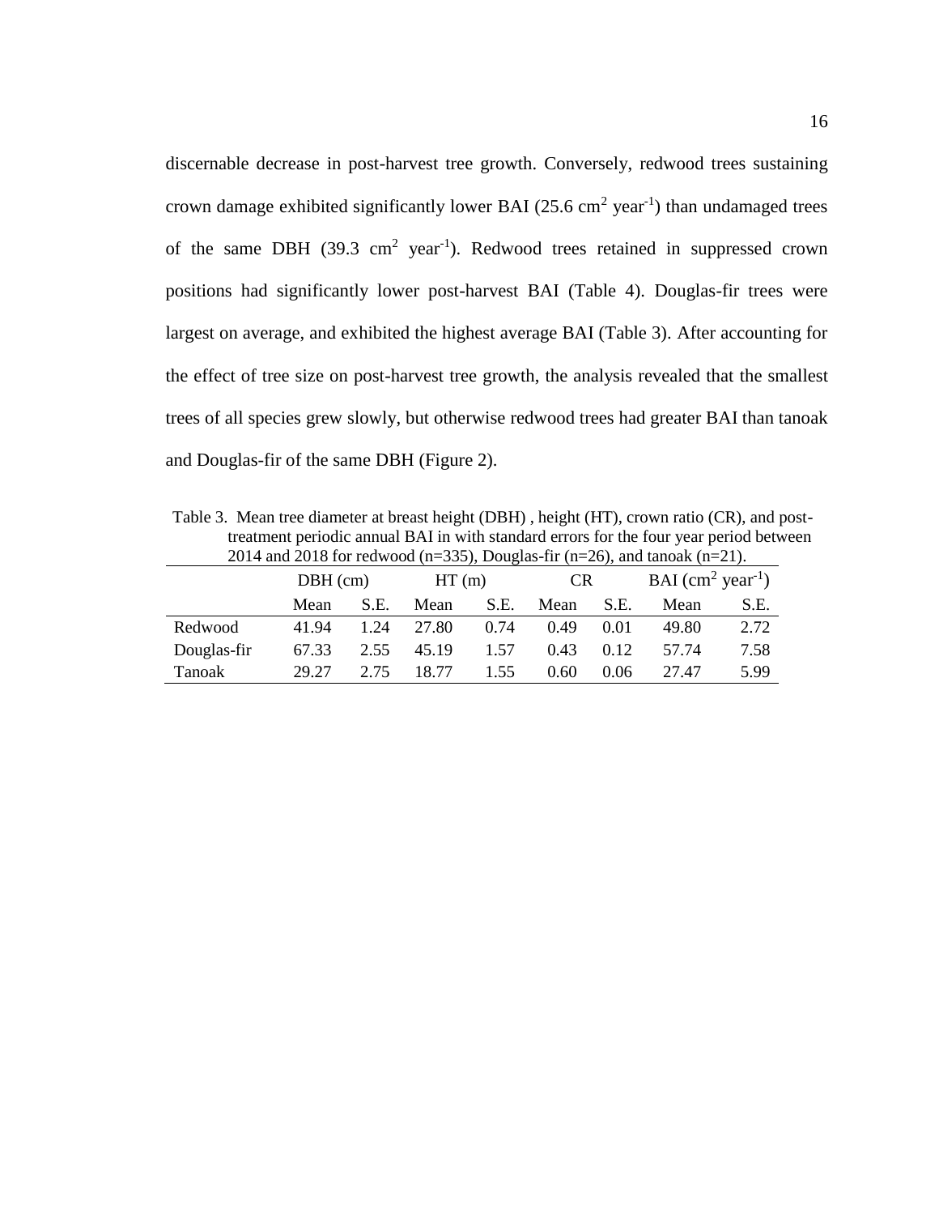discernable decrease in post-harvest tree growth. Conversely, redwood trees sustaining crown damage exhibited significantly lower BAI (25.6 $cm^2$ $year^{-1}$) than undamaged trees of the same DBH (39.3 $cm^2$ $year^{-1}$). Redwood trees retained in suppressed crown positions had significantly lower post-harvest BAI (Table 4). Douglas-fir trees were largest on average, and exhibited the highest average BAI (Table 3). After accounting for the effect of tree size on post-harvest tree growth, the analysis revealed that the smallest trees of all species grew slowly, but otherwise redwood trees had greater BAI than tanoak and Douglas-fir of the same DBH (Figure 2).

Table 3. Mean tree diameter at breast height (DBH) , height (HT), crown ratio (CR), and post-treatment periodic annual BAI in with standard errors for the four year period between 2014 and 2018 for redwood (n=335), Douglas-fir (n=26), and tanoak (n=21).

| | DBH (cm) | | HT (m) | | CR | | BAI ($cm^2$ $year^{-1}$) | |
|---|---|---|---|---|---|---|---|---|
| | Mean | S.E. | Mean | S.E. | Mean | S.E. | Mean | S.E. |
| Redwood | 41.94 | 1.24 | 27.80 | 0.74 | 0.49 | 0.01 | 49.80 | 2.72 |
| Douglas-fir | 67.33 | 2.55 | 45.19 | 1.57 | 0.43 | 0.12 | 57.74 | 7.58 |
| Tanoak | 29.27 | 2.75 | 18.77 | 1.55 | 0.60 | 0.06 | 27.47 | 5.99 |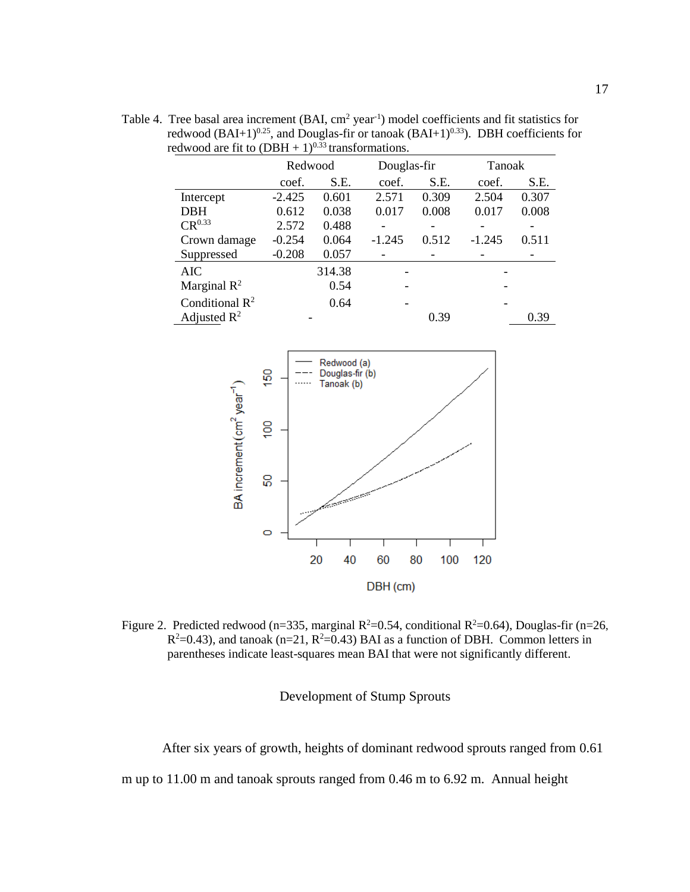Table 4. Tree basal area increment (BAI, $cm^2$ $year^{-1}$) model coefficients and fit statistics for redwood $(BAI+1)^{0.25}$, and Douglas-fir or tanoak $(BAI+1)^{0.33}$). DBH coefficients for redwood are fit to $(DBH + 1)^{0.33}$ transformations.

| | Redwood | | Douglas-fir | | Tanoak | |
|---|---|---|---|---|---|---|
| | coef. | S.E. | coef. | S.E. | coef. | S.E. |
| Intercept | -2.425 | 0.601 | 2.571 | 0.309 | 2.504 | 0.307 |
| DBH | 0.612 | 0.038 | 0.017 | 0.008 | 0.017 | 0.008 |
| $CR^{0.33}$ | 2.572 | 0.488 | - | - | - | - |
| Crown damage | -0.254 | 0.064 | -1.245 | 0.512 | -1.245 | 0.511 |
| Suppressed | -0.208 | 0.057 | - | - | - | - |
| AIC | | 314.38 | - | | - | |
| Marginal $R^2$ | | 0.54 | - | | - | |
| Conditional $R^2$ | | 0.64 | - | | - | |
| Adjusted $R^2$ | - | | | 0.39 | | 0.39 |

Figure 2. Predicted redwood (n=335, marginal $R^2$=0.54, conditional $R^2$=0.64), Douglas-fir (n=26, $R^2$=0.43), and tanoak (n=21, $R^2$=0.43) BAI as a function of DBH. Common letters in parentheses indicate least-squares mean BAI that were not significantly different.

## Development of Stump Sprouts

After six years of growth, heights of dominant redwood sprouts ranged from 0.61 m up to 11.00 m and tanoak sprouts ranged from 0.46 m to 6.92 m. Annual height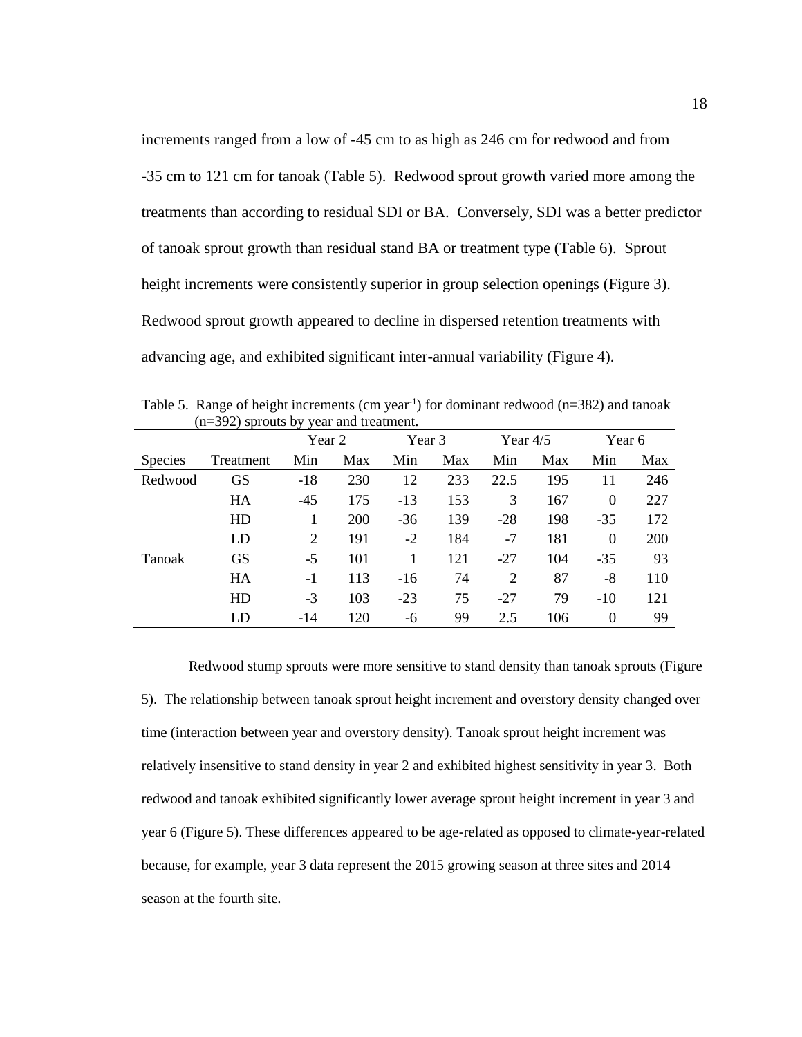increments ranged from a low of -45 cm to as high as 246 cm for redwood and from -35 cm to 121 cm for tanoak (Table 5). Redwood sprout growth varied more among the treatments than according to residual SDI or BA. Conversely, SDI was a better predictor of tanoak sprout growth than residual stand BA or treatment type (Table 6). Sprout height increments were consistently superior in group selection openings (Figure 3). Redwood sprout growth appeared to decline in dispersed retention treatments with advancing age, and exhibited significant inter-annual variability (Figure 4).

Table 5. Range of height increments (cm year$^{-1}$) for dominant redwood (n=382) and tanoak (n=392) sprouts by year and treatment.

| | | Year 2 | | Year 3 | | Year 4/5 | | Year 6 | |
|---|---|---|---|---|---|---|---|---|---|
| Species | Treatment | Min | Max | Min | Max | Min | Max | Min | Max |
| Redwood | GS | -18 | 230 | 12 | 233 | 22.5 | 195 | 11 | 246 |
| | HA | -45 | 175 | -13 | 153 | 3 | 167 | 0 | 227 |
| | HD | 1 | 200 | -36 | 139 | -28 | 198 | -35 | 172 |
| | LD | 2 | 191 | -2 | 184 | -7 | 181 | 0 | 200 |
| Tanoak | GS | -5 | 101 | 1 | 121 | -27 | 104 | -35 | 93 |
| | HA | -1 | 113 | -16 | 74 | 2 | 87 | -8 | 110 |
| | HD | -3 | 103 | -23 | 75 | -27 | 79 | -10 | 121 |
| | LD | -14 | 120 | -6 | 99 | 2.5 | 106 | 0 | 99 |

Redwood stump sprouts were more sensitive to stand density than tanoak sprouts (Figure 5). The relationship between tanoak sprout height increment and overstory density changed over time (interaction between year and overstory density). Tanoak sprout height increment was relatively insensitive to stand density in year 2 and exhibited highest sensitivity in year 3. Both redwood and tanoak exhibited significantly lower average sprout height increment in year 3 and year 6 (Figure 5). These differences appeared to be age-related as opposed to climate-year-related because, for example, year 3 data represent the 2015 growing season at three sites and 2014 season at the fourth site.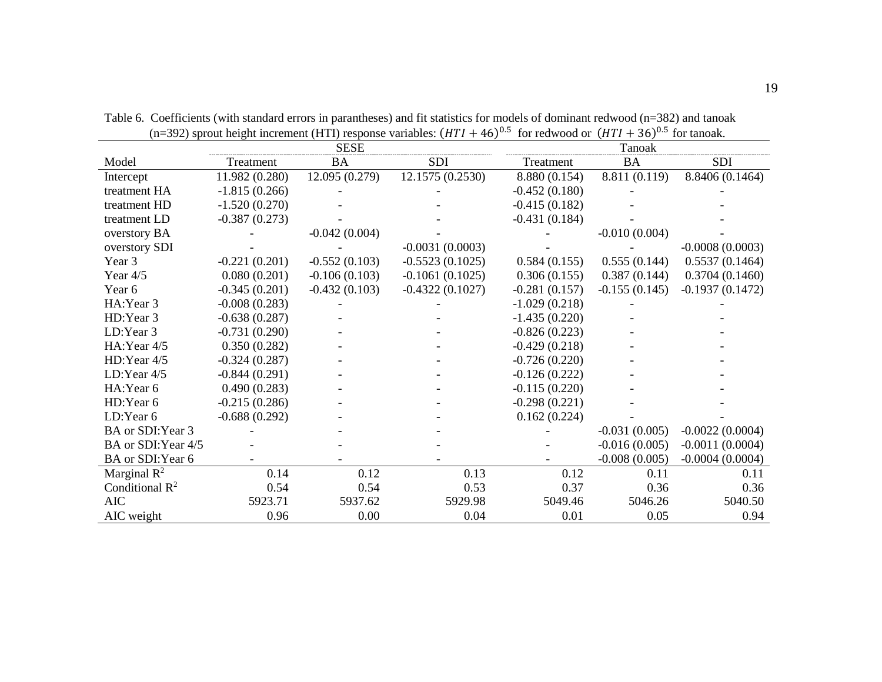Table 6. Coefficients (with standard errors in parantheses) and fit statistics for models of dominant redwood (n=382) and tanoak (n=392) sprout height increment (HTI) response variables: $(HTI + 46)^{0.5}$ for redwood or $(HTI + 36)^{0.5}$ for tanoak.

| | SESE | | | Tanoak | | |
|---|---|---|---|---|---|---|
| Model | Treatment | BA | SDI | Treatment | BA | SDI |
| Intercept | 11.982 (0.280) | 12.095 (0.279) | 12.1575 (0.2530) | 8.880 (0.154) | 8.811 (0.119) | 8.8406 (0.1464) |
| treatment HA | -1.815 (0.266) | - | - | -0.452 (0.180) | - | - |
| treatment HD | -1.520 (0.270) | - | - | -0.415 (0.182) | - | - |
| treatment LD | -0.387 (0.273) | - | - | -0.431 (0.184) | - | - |
| overstory BA | - | -0.042 (0.004) | - | - | -0.010 (0.004) | - |
| overstory SDI | - | - | -0.0031 (0.0003) | - | - | -0.0008 (0.0003) |
| Year 3 | -0.221 (0.201) | -0.552 (0.103) | -0.5523 (0.1025) | 0.584 (0.155) | 0.555 (0.144) | 0.5537 (0.1464) |
| Year 4/5 | 0.080 (0.201) | -0.106 (0.103) | -0.1061 (0.1025) | 0.306 (0.155) | 0.387 (0.144) | 0.3704 (0.1460) |
| Year 6 | -0.345 (0.201) | -0.432 (0.103) | -0.4322 (0.1027) | -0.281 (0.157) | -0.155 (0.145) | -0.1937 (0.1472) |
| HA:Year 3 | -0.008 (0.283) | - | - | -1.029 (0.218) | - | - |
| HD:Year 3 | -0.638 (0.287) | - | - | -1.435 (0.220) | - | - |
| LD:Year 3 | -0.731 (0.290) | - | - | -0.826 (0.223) | - | - |
| HA:Year 4/5 | 0.350 (0.282) | - | - | -0.429 (0.218) | - | - |
| HD:Year 4/5 | -0.324 (0.287) | - | - | -0.726 (0.220) | - | - |
| LD:Year 4/5 | -0.844 (0.291) | - | - | -0.126 (0.222) | - | - |
| HA:Year 6 | 0.490 (0.283) | - | - | -0.115 (0.220) | - | - |
| HD:Year 6 | -0.215 (0.286) | - | - | -0.298 (0.221) | - | - |
| LD:Year 6 | -0.688 (0.292) | - | - | 0.162 (0.224) | - | - |
| BA or SDI:Year 3 | - | - | - | - | -0.031 (0.005) | -0.0022 (0.0004) |
| BA or SDI:Year 4/5 | - | - | - | - | -0.016 (0.005) | -0.0011 (0.0004) |
| BA or SDI:Year 6 | - | - | - | - | -0.008 (0.005) | -0.0004 (0.0004) |
| Marginal $R^2$ | 0.14 | 0.12 | 0.13 | 0.12 | 0.11 | 0.11 |
| Conditional $R^2$ | 0.54 | 0.54 | 0.53 | 0.37 | 0.36 | 0.36 |
| AIC | 5923.71 | 5937.62 | 5929.98 | 5049.46 | 5046.26 | 5040.50 |
| AIC weight | 0.96 | 0.00 | 0.04 | 0.01 | 0.05 | 0.94 |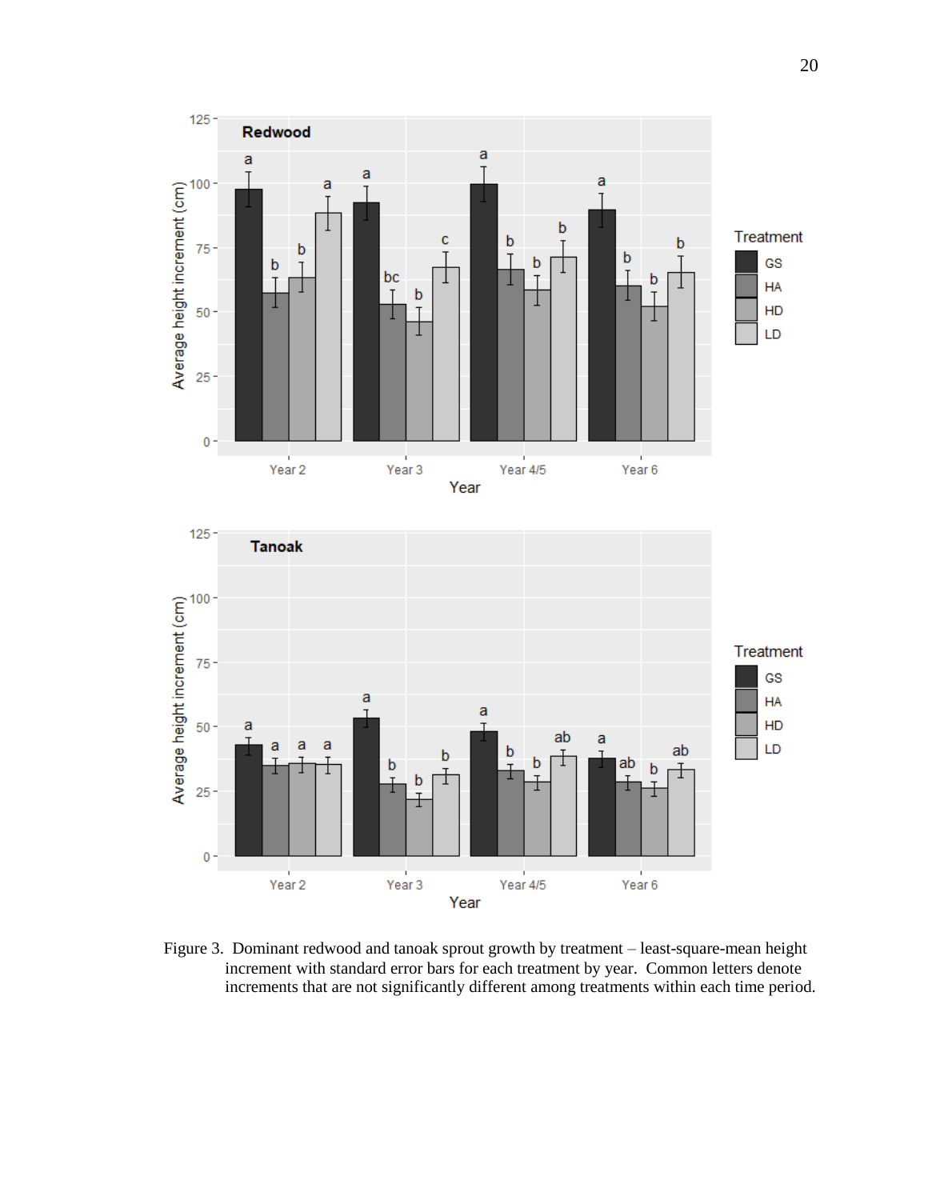Figure 3. Dominant redwood and tanoak sprout growth by treatment – least-square-mean height increment with standard error bars for each treatment by year. Common letters denote increments that are not significantly different among treatments within each time period.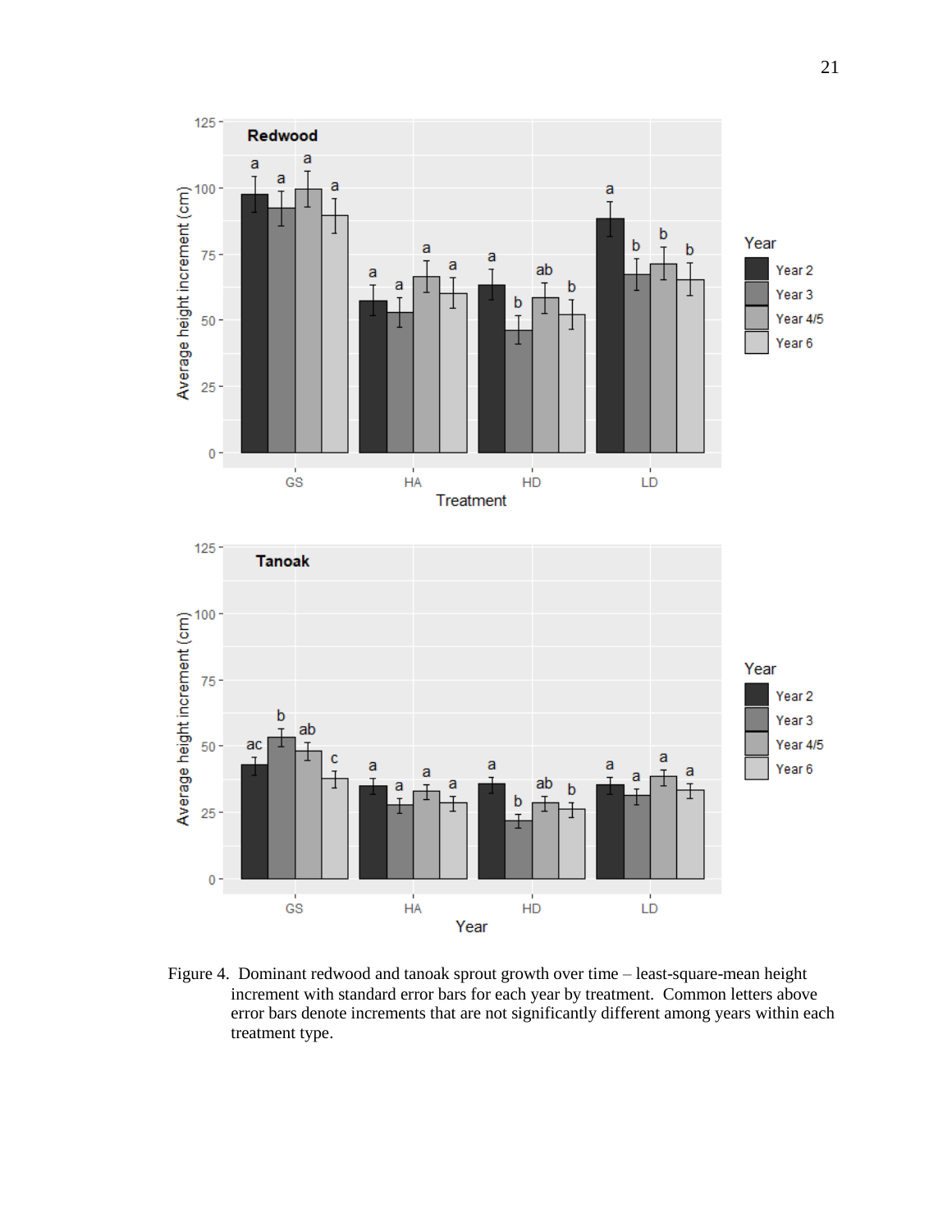Figure 4. Dominant redwood and tanoak sprout growth over time – least-square-mean height increment with standard error bars for each year by treatment. Common letters above error bars denote increments that are not significantly different among years within each treatment type.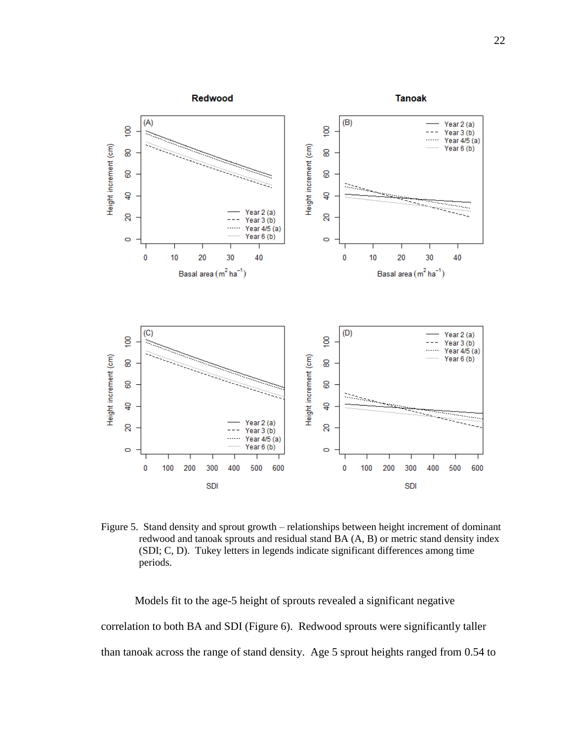Figure 5. Stand density and sprout growth – relationships between height increment of dominant redwood and tanoak sprouts and residual stand BA (A, B) or metric stand density index (SDI; C, D). Tukey letters in legends indicate significant differences among time periods.

Models fit to the age-5 height of sprouts revealed a significant negative correlation to both BA and SDI (Figure 6). Redwood sprouts were significantly taller than tanoak across the range of stand density. Age 5 sprout heights ranged from 0.54 to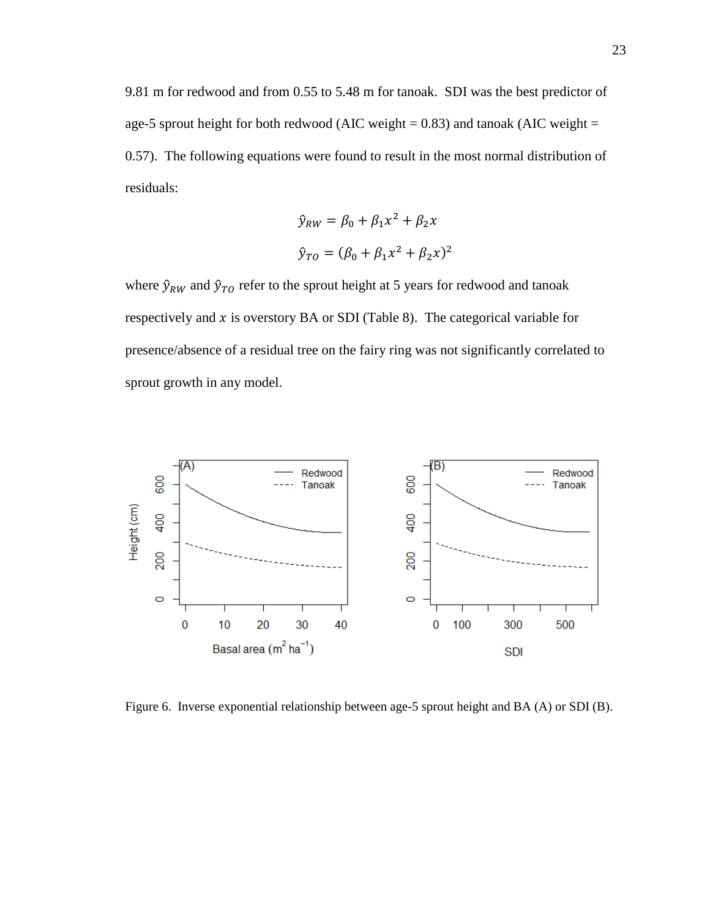9.81 m for redwood and from 0.55 to 5.48 m for tanoak. SDI was the best predictor of age-5 sprout height for both redwood (AIC weight = 0.83) and tanoak (AIC weight = 0.57). The following equations were found to result in the most normal distribution of residuals:

$$\hat{y}_{RW} = \beta_0 + \beta_1 x^2 + \beta_2 x$$

$$\hat{y}_{TO} = (\beta_0 + \beta_1 x^2 + \beta_2 x)^2$$

where $\hat{y}_{RW}$ and $\hat{y}_{TO}$ refer to the sprout height at 5 years for redwood and tanoak respectively and $x$ is overstory BA or SDI (Table 8). The categorical variable for presence/absence of a residual tree on the fairy ring was not significantly correlated to sprout growth in any model.

Figure 6. Inverse exponential relationship between age-5 sprout height and BA (A) or SDI (B).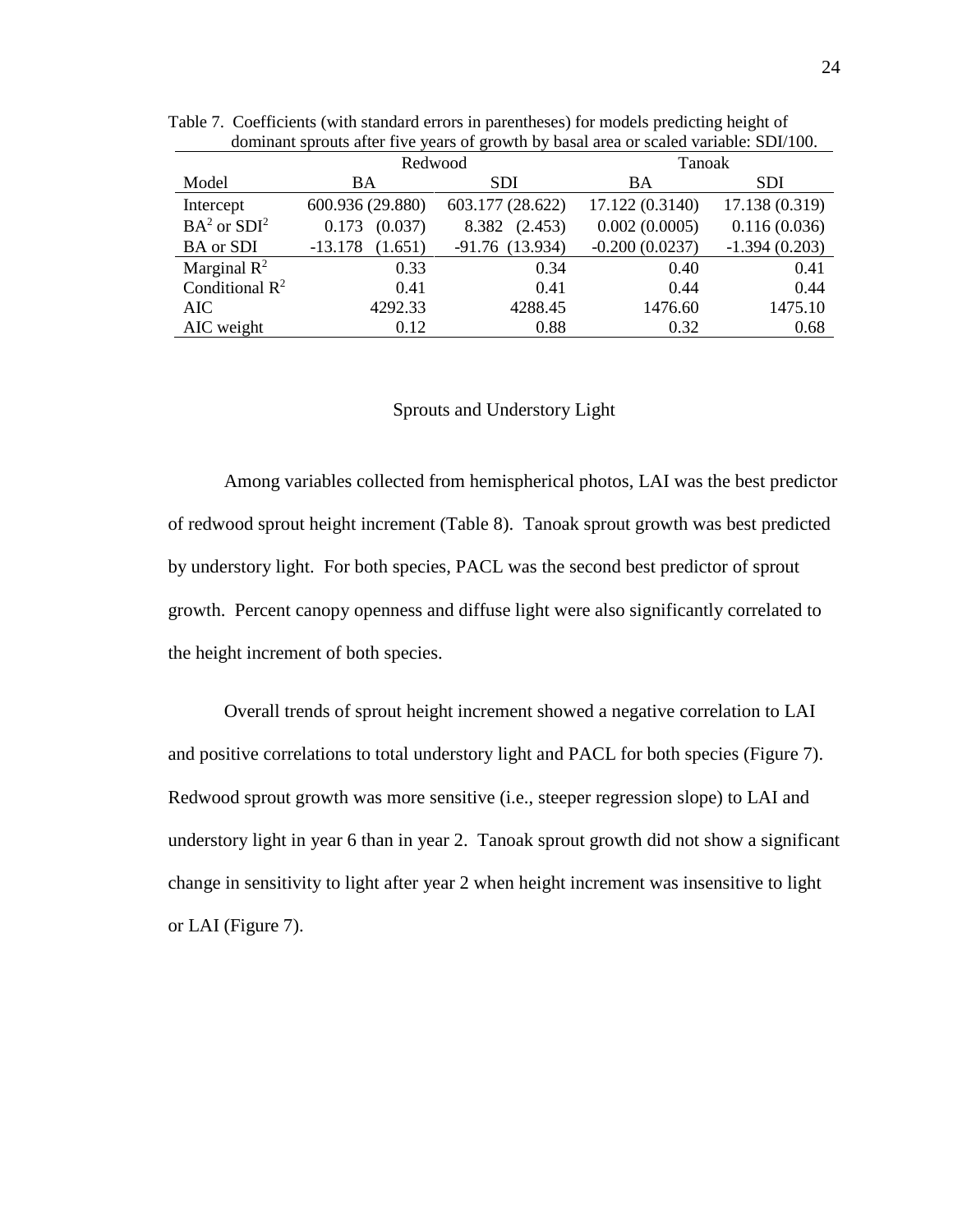Table 7. Coefficients (with standard errors in parentheses) for models predicting height of dominant sprouts after five years of growth by basal area or scaled variable: SDI/100.

| | Redwood | | Tanoak | |
|---|---|---|---|---|
| Model | BA | SDI | BA | SDI |
| Intercept | 600.936 (29.880) | 603.177 (28.622) | 17.122 (0.3140) | 17.138 (0.319) |
| $BA^2$ or $SDI^2$ | 0.173 (0.037) | 8.382 (2.453) | 0.002 (0.0005) | 0.116 (0.036) |
| BA or SDI | -13.178 (1.651) | -91.76 (13.934) | -0.200 (0.0237) | -1.394 (0.203) |
| Marginal $R^2$ | 0.33 | 0.34 | 0.40 | 0.41 |
| Conditional $R^2$ | 0.41 | 0.41 | 0.44 | 0.44 |
| AIC | 4292.33 | 4288.45 | 1476.60 | 1475.10 |
| AIC weight | 0.12 | 0.88 | 0.32 | 0.68 |

## Sprouts and Understory Light

Among variables collected from hemispherical photos, LAI was the best predictor of redwood sprout height increment (Table 8). Tanoak sprout growth was best predicted by understory light. For both species, PACL was the second best predictor of sprout growth. Percent canopy openness and diffuse light were also significantly correlated to the height increment of both species.

Overall trends of sprout height increment showed a negative correlation to LAI and positive correlations to total understory light and PACL for both species (Figure 7). Redwood sprout growth was more sensitive (i.e., steeper regression slope) to LAI and understory light in year 6 than in year 2. Tanoak sprout growth did not show a significant change in sensitivity to light after year 2 when height increment was insensitive to light or LAI (Figure 7).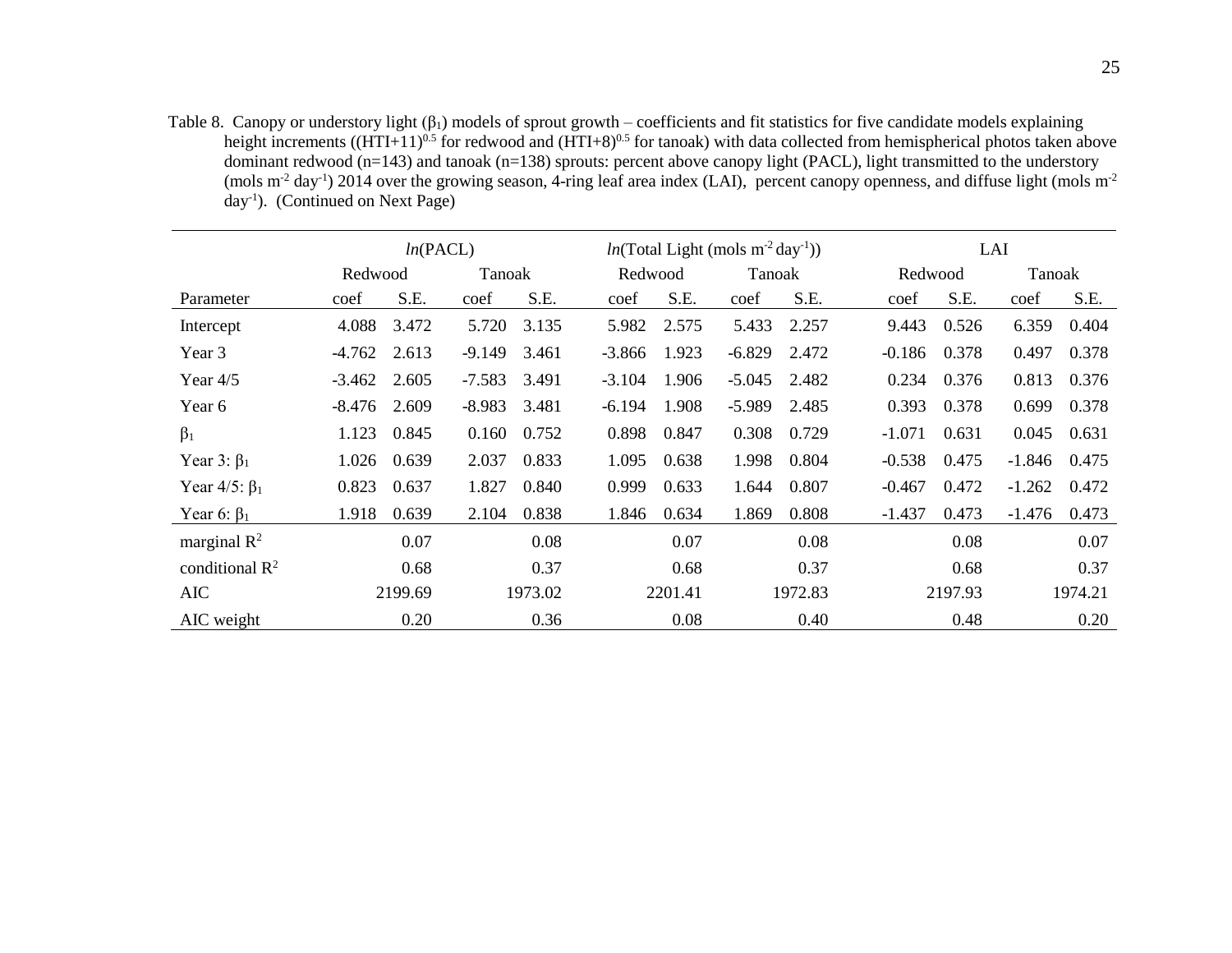Table 8. Canopy or understory light ($\beta_1$) models of sprout growth – coefficients and fit statistics for five candidate models explaining height increments ($(HTI+11)^{0.5}$ for redwood and $(HTI+8)^{0.5}$ for tanoak) with data collected from hemispherical photos taken above dominant redwood (n=143) and tanoak (n=138) sprouts: percent above canopy light (PACL), light transmitted to the understory (mols $m^{-2}$ $day^{-1}$) 2014 over the growing season, 4-ring leaf area index (LAI), percent canopy openness, and diffuse light (mols $m^{-2}$ $day^{-1}$). (Continued on Next Page)

| | *ln*(PACL) | | | | *ln*(Total Light (mols $m^{-2}$ $day^{-1}$)) | | | | LAI | | | |
|---|---|---|---|---|---|---|---|---|---|---|---|---|
| | Redwood | | Tanoak | | Redwood | | Tanoak | | Redwood | | Tanoak | |
| Parameter | coef | S.E. | coef | S.E. | coef | S.E. | coef | S.E. | coef | S.E. | coef | S.E. |
| Intercept | 4.088 | 3.472 | 5.720 | 3.135 | 5.982 | 2.575 | 5.433 | 2.257 | 9.443 | 0.526 | 6.359 | 0.404 |
| Year 3 | -4.762 | 2.613 | -9.149 | 3.461 | -3.866 | 1.923 | -6.829 | 2.472 | -0.186 | 0.378 | 0.497 | 0.378 |
| Year 4/5 | -3.462 | 2.605 | -7.583 | 3.491 | -3.104 | 1.906 | -5.045 | 2.482 | 0.234 | 0.376 | 0.813 | 0.376 |
| Year 6 | -8.476 | 2.609 | -8.983 | 3.481 | -6.194 | 1.908 | -5.989 | 2.485 | 0.393 | 0.378 | 0.699 | 0.378 |
| $\beta_1$ | 1.123 | 0.845 | 0.160 | 0.752 | 0.898 | 0.847 | 0.308 | 0.729 | -1.071 | 0.631 | 0.045 | 0.631 |
| Year 3: $\beta_1$ | 1.026 | 0.639 | 2.037 | 0.833 | 1.095 | 0.638 | 1.998 | 0.804 | -0.538 | 0.475 | -1.846 | 0.475 |
| Year 4/5: $\beta_1$ | 0.823 | 0.637 | 1.827 | 0.840 | 0.999 | 0.633 | 1.644 | 0.807 | -0.467 | 0.472 | -1.262 | 0.472 |
| Year 6: $\beta_1$ | 1.918 | 0.639 | 2.104 | 0.838 | 1.846 | 0.634 | 1.869 | 0.808 | -1.437 | 0.473 | -1.476 | 0.473 |
| marginal $R^2$ | | 0.07 | | 0.08 | | 0.07 | | 0.08 | | 0.08 | | 0.07 |
| conditional $R^2$ | | 0.68 | | 0.37 | | 0.68 | | 0.37 | | 0.68 | | 0.37 |
| AIC | | 2199.69 | | 1973.02 | | 2201.41 | | 1972.83 | | 2197.93 | | 1974.21 |
| AIC weight | | 0.20 | | 0.36 | | 0.08 | | 0.40 | | 0.48 | | 0.20 |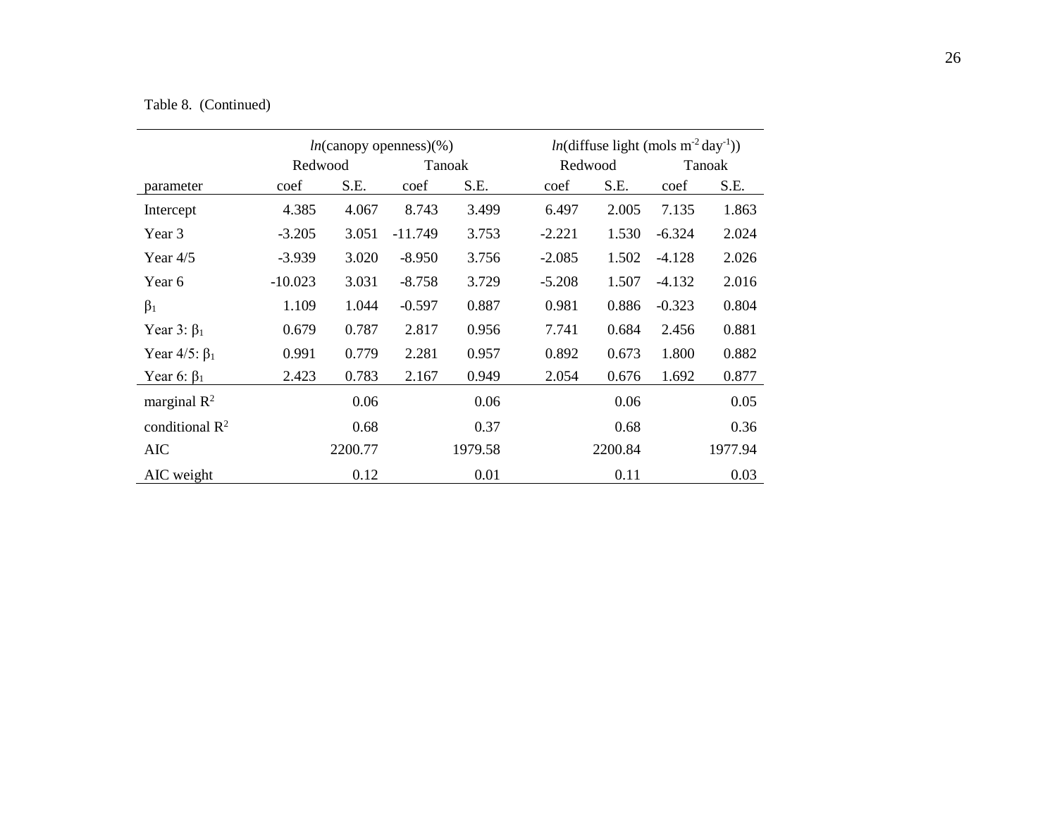Table 8. (Continued)

| | *ln*(canopy openness)(%) | | | | *ln*(diffuse light (mols $m^{-2}$ $day^{-1}$)) | | | |
|---|---|---|---|---|---|---|---|---|
| | Redwood | | Tanoak | | Redwood | | Tanoak | |
| parameter | coef | S.E. | coef | S.E. | coef | S.E. | coef | S.E. |
| Intercept | 4.385 | 4.067 | 8.743 | 3.499 | 6.497 | 2.005 | 7.135 | 1.863 |
| Year 3 | -3.205 | 3.051 | -11.749 | 3.753 | -2.221 | 1.530 | -6.324 | 2.024 |
| Year 4/5 | -3.939 | 3.020 | -8.950 | 3.756 | -2.085 | 1.502 | -4.128 | 2.026 |
| Year 6 | -10.023 | 3.031 | -8.758 | 3.729 | -5.208 | 1.507 | -4.132 | 2.016 |
| $\beta_1$ | 1.109 | 1.044 | -0.597 | 0.887 | 0.981 | 0.886 | -0.323 | 0.804 |
| Year 3: $\beta_1$ | 0.679 | 0.787 | 2.817 | 0.956 | 7.741 | 0.684 | 2.456 | 0.881 |
| Year 4/5: $\beta_1$ | 0.991 | 0.779 | 2.281 | 0.957 | 0.892 | 0.673 | 1.800 | 0.882 |
| Year 6: $\beta_1$ | 2.423 | 0.783 | 2.167 | 0.949 | 2.054 | 0.676 | 1.692 | 0.877 |
| marginal $R^2$ | | 0.06 | | 0.06 | | 0.06 | | 0.05 |
| conditional $R^2$ | | 0.68 | | 0.37 | | 0.68 | | 0.36 |
| AIC | | 2200.77 | | 1979.58 | | 2200.84 | | 1977.94 |
| AIC weight | | 0.12 | | 0.01 | | 0.11 | | 0.03 |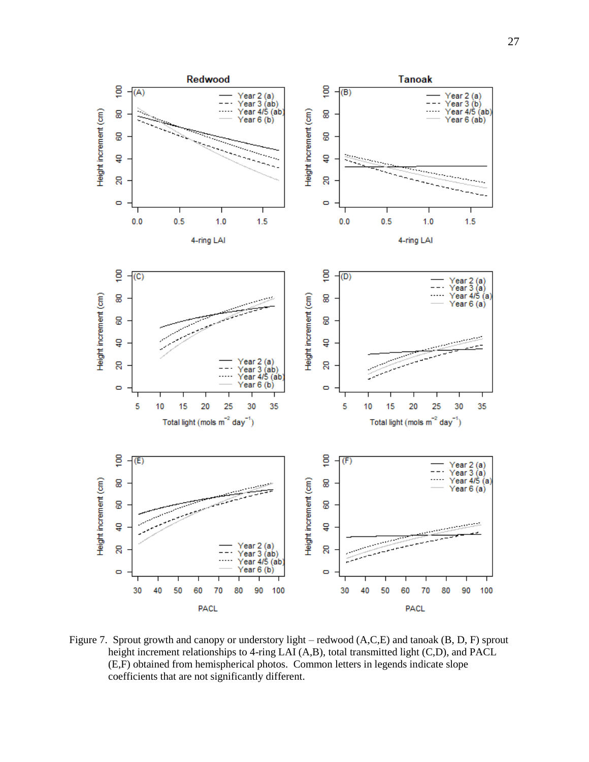Figure 7. Sprout growth and canopy or understory light – redwood (A,C,E) and tanoak (B, D, F) sprout height increment relationships to 4-ring LAI (A,B), total transmitted light (C,D), and PACL (E,F) obtained from hemispherical photos. Common letters in legends indicate slope coefficients that are not significantly different.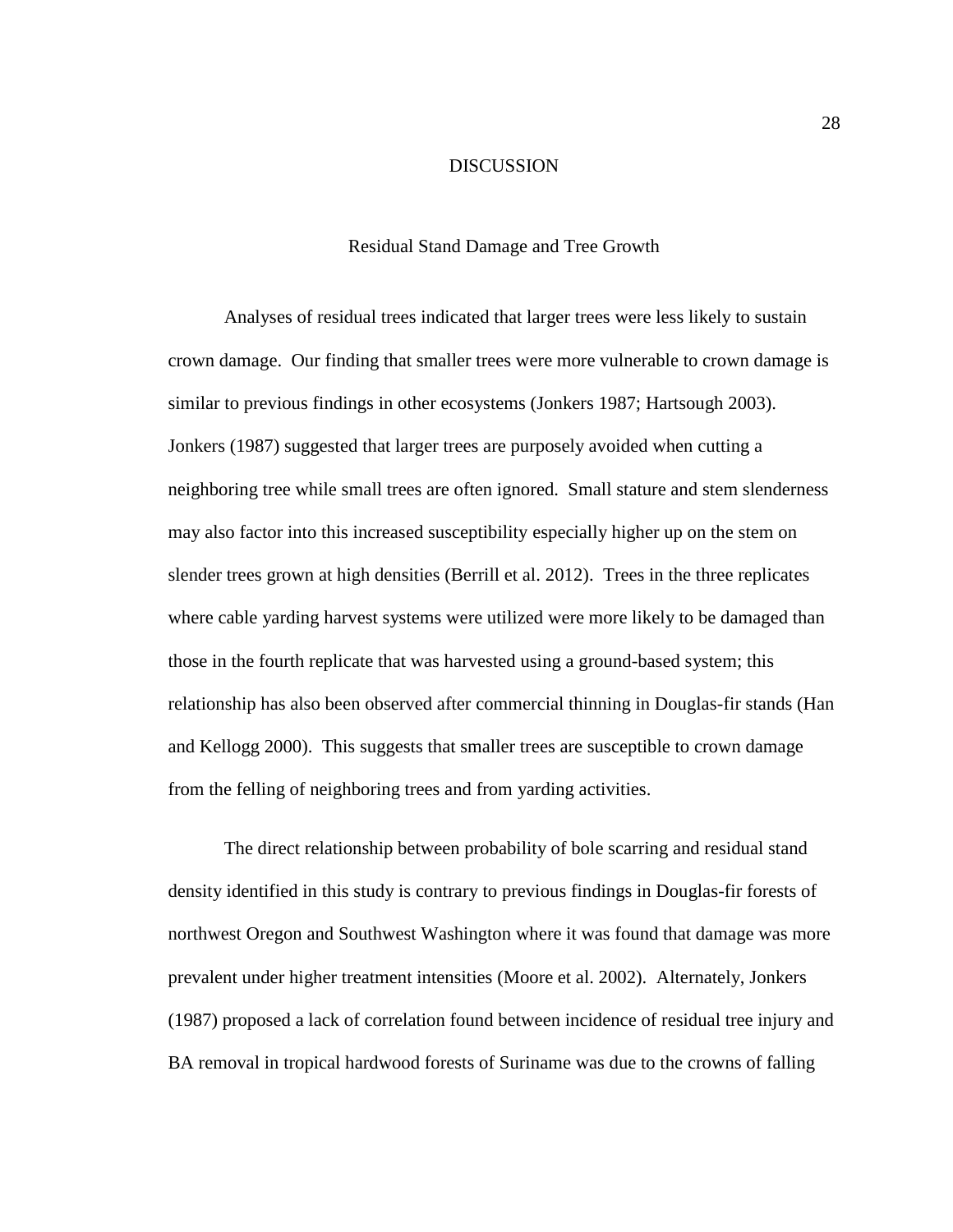# DISCUSSION

## Residual Stand Damage and Tree Growth

Analyses of residual trees indicated that larger trees were less likely to sustain crown damage. Our finding that smaller trees were more vulnerable to crown damage is similar to previous findings in other ecosystems (Jonkers 1987; Hartsough 2003). Jonkers (1987) suggested that larger trees are purposely avoided when cutting a neighboring tree while small trees are often ignored. Small stature and stem slenderness may also factor into this increased susceptibility especially higher up on the stem on slender trees grown at high densities (Berrill et al. 2012). Trees in the three replicates where cable yarding harvest systems were utilized were more likely to be damaged than those in the fourth replicate that was harvested using a ground-based system; this relationship has also been observed after commercial thinning in Douglas-fir stands (Han and Kellogg 2000). This suggests that smaller trees are susceptible to crown damage from the felling of neighboring trees and from yarding activities.

The direct relationship between probability of bole scarring and residual stand density identified in this study is contrary to previous findings in Douglas-fir forests of northwest Oregon and Southwest Washington where it was found that damage was more prevalent under higher treatment intensities (Moore et al. 2002). Alternately, Jonkers (1987) proposed a lack of correlation found between incidence of residual tree injury and BA removal in tropical hardwood forests of Suriname was due to the crowns of falling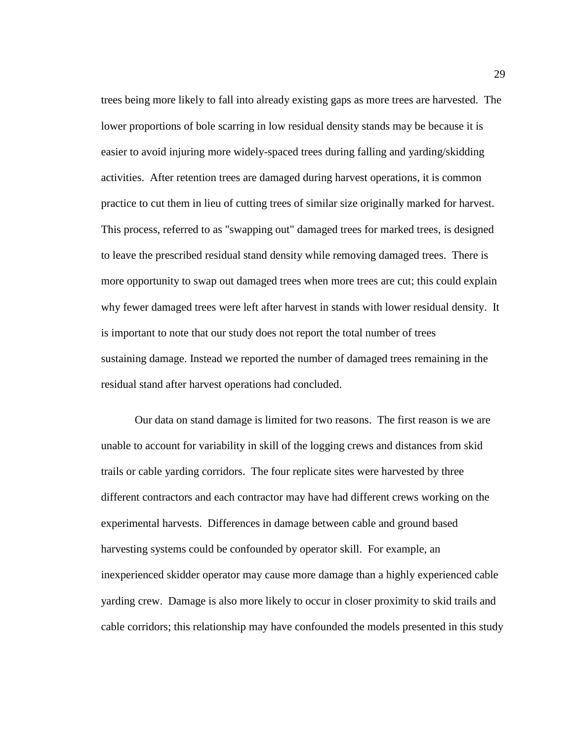trees being more likely to fall into already existing gaps as more trees are harvested. The lower proportions of bole scarring in low residual density stands may be because it is easier to avoid injuring more widely-spaced trees during falling and yarding/skidding activities. After retention trees are damaged during harvest operations, it is common practice to cut them in lieu of cutting trees of similar size originally marked for harvest. This process, referred to as "swapping out" damaged trees for marked trees, is designed to leave the prescribed residual stand density while removing damaged trees. There is more opportunity to swap out damaged trees when more trees are cut; this could explain why fewer damaged trees were left after harvest in stands with lower residual density. It is important to note that our study does not report the total number of trees sustaining damage. Instead we reported the number of damaged trees remaining in the residual stand after harvest operations had concluded.

Our data on stand damage is limited for two reasons. The first reason is we are unable to account for variability in skill of the logging crews and distances from skid trails or cable yarding corridors. The four replicate sites were harvested by three different contractors and each contractor may have had different crews working on the experimental harvests. Differences in damage between cable and ground based harvesting systems could be confounded by operator skill. For example, an inexperienced skidder operator may cause more damage than a highly experienced cable yarding crew. Damage is also more likely to occur in closer proximity to skid trails and cable corridors; this relationship may have confounded the models presented in this study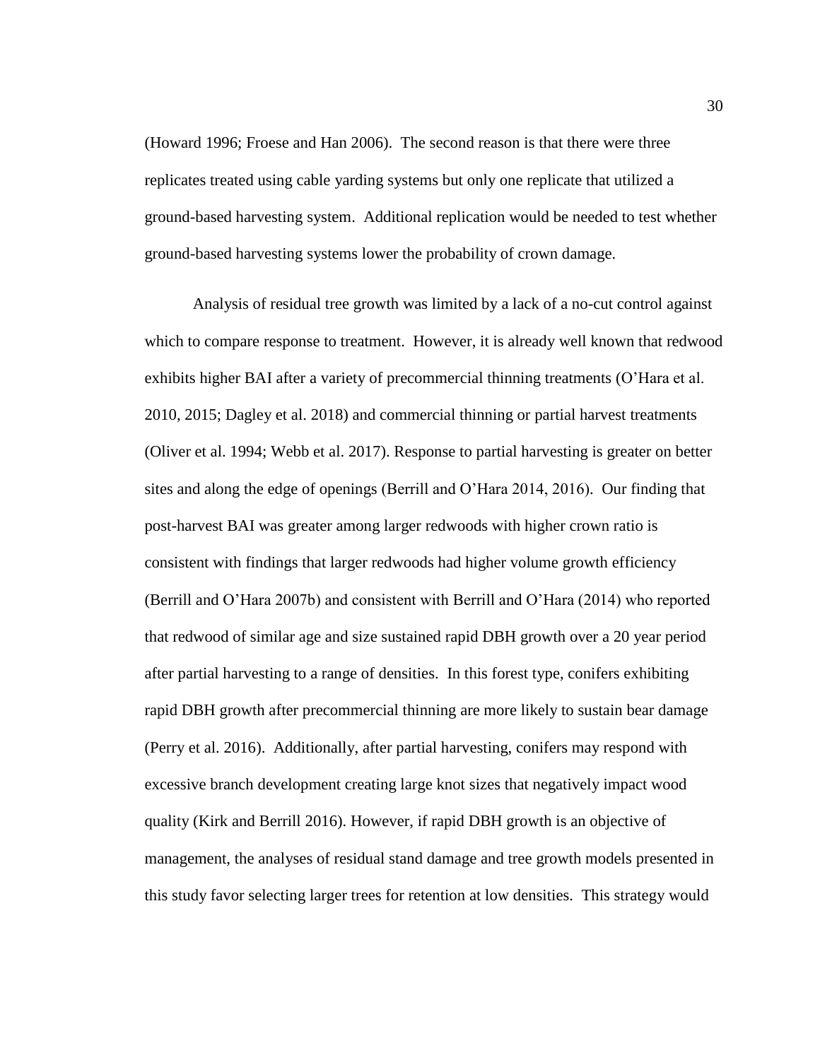(Howard 1996; Froese and Han 2006). The second reason is that there were three replicates treated using cable yarding systems but only one replicate that utilized a ground-based harvesting system. Additional replication would be needed to test whether ground-based harvesting systems lower the probability of crown damage.

Analysis of residual tree growth was limited by a lack of a no-cut control against which to compare response to treatment. However, it is already well known that redwood exhibits higher BAI after a variety of precommercial thinning treatments (O'Hara et al. 2010, 2015; Dagley et al. 2018) and commercial thinning or partial harvest treatments (Oliver et al. 1994; Webb et al. 2017). Response to partial harvesting is greater on better sites and along the edge of openings (Berrill and O'Hara 2014, 2016). Our finding that post-harvest BAI was greater among larger redwoods with higher crown ratio is consistent with findings that larger redwoods had higher volume growth efficiency (Berrill and O'Hara 2007b) and consistent with Berrill and O'Hara (2014) who reported that redwood of similar age and size sustained rapid DBH growth over a 20 year period after partial harvesting to a range of densities. In this forest type, conifers exhibiting rapid DBH growth after precommercial thinning are more likely to sustain bear damage (Perry et al. 2016). Additionally, after partial harvesting, conifers may respond with excessive branch development creating large knot sizes that negatively impact wood quality (Kirk and Berrill 2016). However, if rapid DBH growth is an objective of management, the analyses of residual stand damage and tree growth models presented in this study favor selecting larger trees for retention at low densities. This strategy would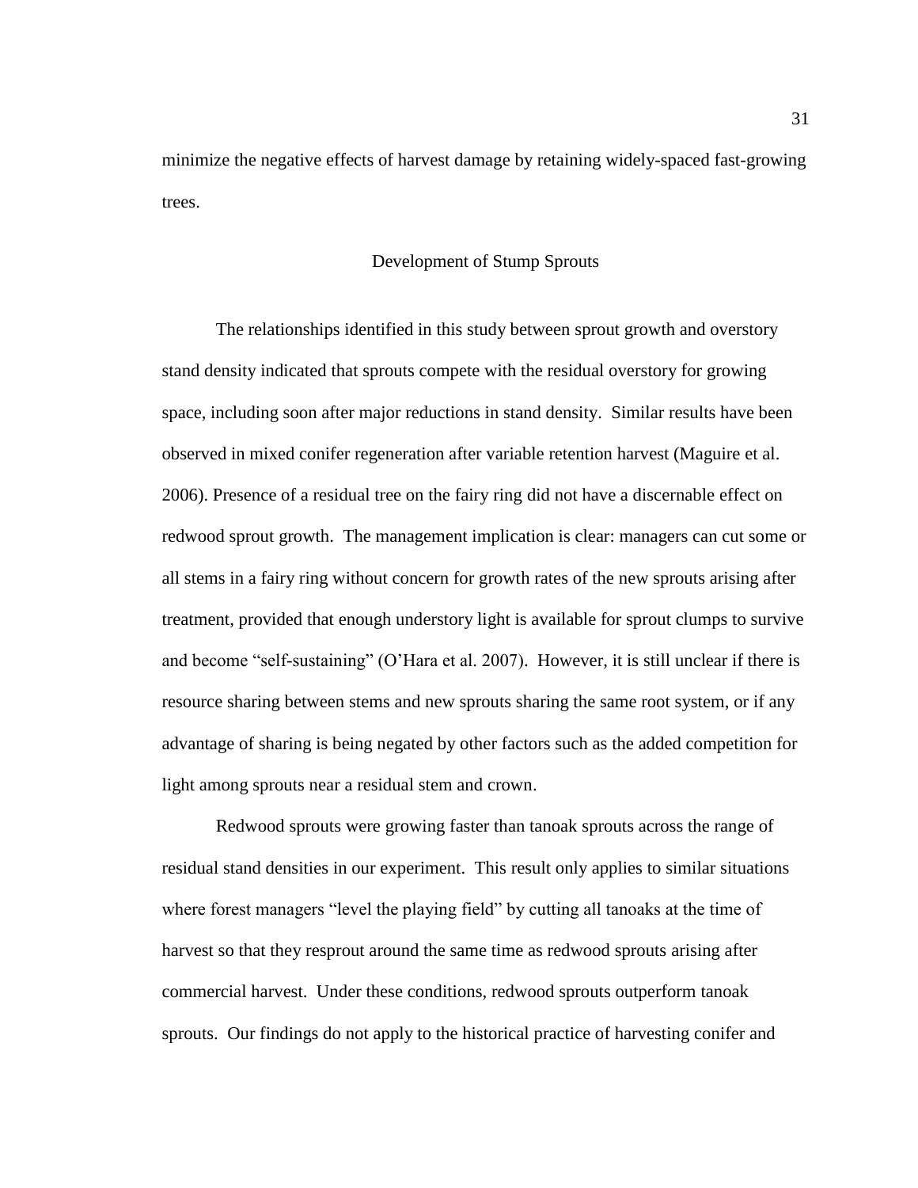minimize the negative effects of harvest damage by retaining widely-spaced fast-growing trees.

## Development of Stump Sprouts

The relationships identified in this study between sprout growth and overstory stand density indicated that sprouts compete with the residual overstory for growing space, including soon after major reductions in stand density. Similar results have been observed in mixed conifer regeneration after variable retention harvest (Maguire et al. 2006). Presence of a residual tree on the fairy ring did not have a discernable effect on redwood sprout growth. The management implication is clear: managers can cut some or all stems in a fairy ring without concern for growth rates of the new sprouts arising after treatment, provided that enough understory light is available for sprout clumps to survive and become "self-sustaining" (O'Hara et al. 2007). However, it is still unclear if there is resource sharing between stems and new sprouts sharing the same root system, or if any advantage of sharing is being negated by other factors such as the added competition for light among sprouts near a residual stem and crown.

Redwood sprouts were growing faster than tanoak sprouts across the range of residual stand densities in our experiment. This result only applies to similar situations where forest managers "level the playing field" by cutting all tanoaks at the time of harvest so that they resprout around the same time as redwood sprouts arising after commercial harvest. Under these conditions, redwood sprouts outperform tanoak sprouts. Our findings do not apply to the historical practice of harvesting conifer and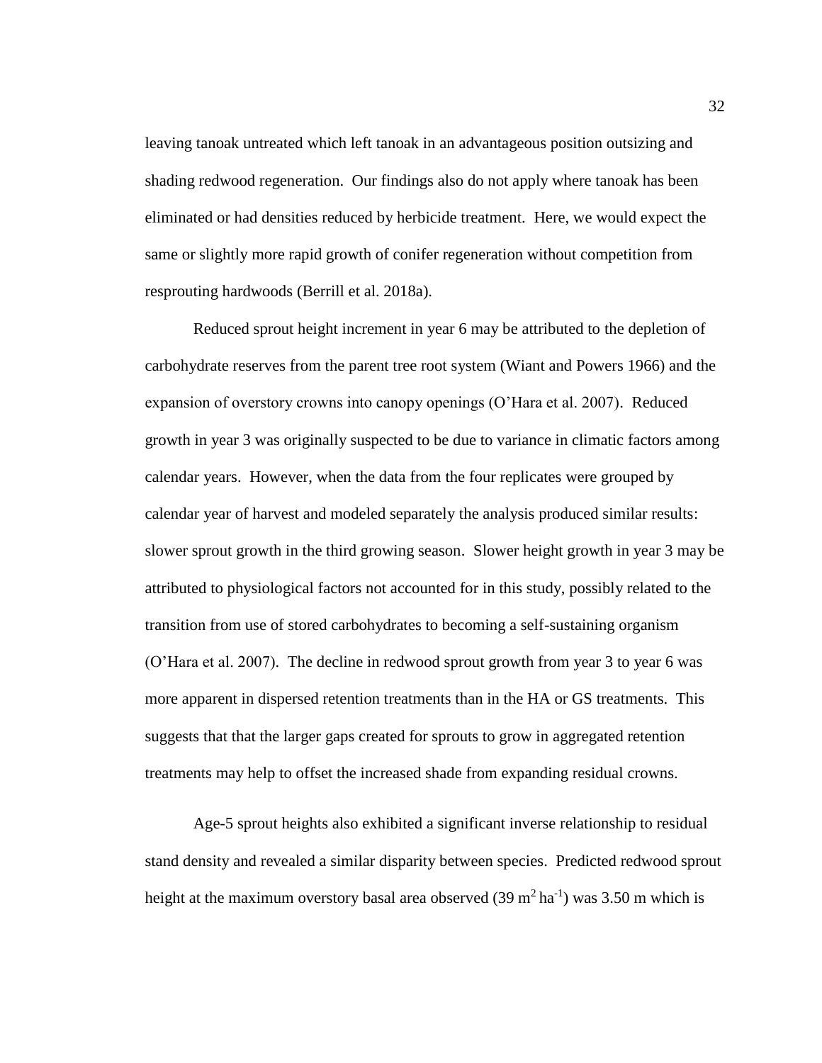leaving tanoak untreated which left tanoak in an advantageous position outsizing and shading redwood regeneration. Our findings also do not apply where tanoak has been eliminated or had densities reduced by herbicide treatment. Here, we would expect the same or slightly more rapid growth of conifer regeneration without competition from resprouting hardwoods (Berrill et al. 2018a).

Reduced sprout height increment in year 6 may be attributed to the depletion of carbohydrate reserves from the parent tree root system (Wiant and Powers 1966) and the expansion of overstory crowns into canopy openings (O'Hara et al. 2007). Reduced growth in year 3 was originally suspected to be due to variance in climatic factors among calendar years. However, when the data from the four replicates were grouped by calendar year of harvest and modeled separately the analysis produced similar results: slower sprout growth in the third growing season. Slower height growth in year 3 may be attributed to physiological factors not accounted for in this study, possibly related to the transition from use of stored carbohydrates to becoming a self-sustaining organism (O'Hara et al. 2007). The decline in redwood sprout growth from year 3 to year 6 was more apparent in dispersed retention treatments than in the HA or GS treatments. This suggests that that the larger gaps created for sprouts to grow in aggregated retention treatments may help to offset the increased shade from expanding residual crowns.

Age-5 sprout heights also exhibited a significant inverse relationship to residual stand density and revealed a similar disparity between species. Predicted redwood sprout height at the maximum overstory basal area observed (39 $m^2$ $ha^{-1}$) was 3.50 m which is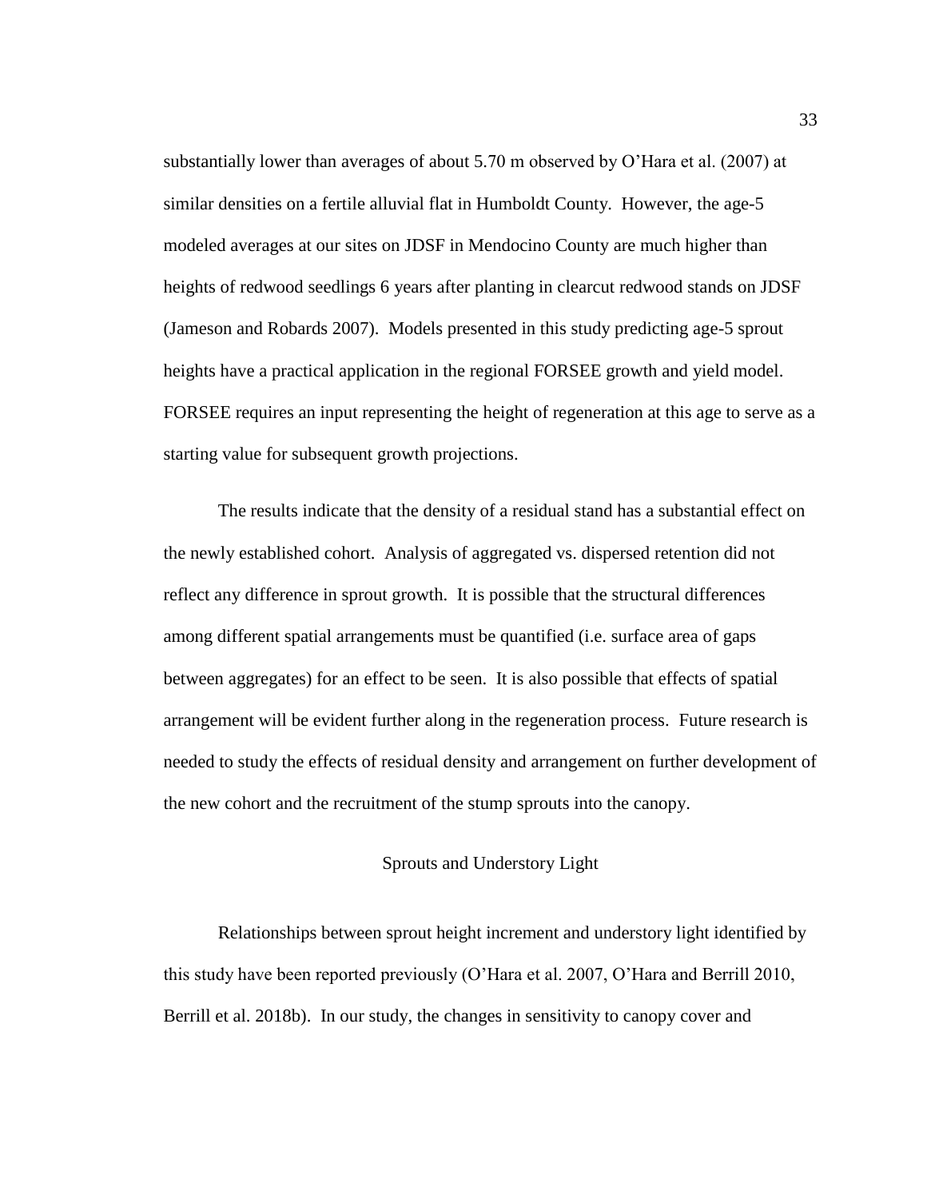substantially lower than averages of about 5.70 m observed by O'Hara et al. (2007) at similar densities on a fertile alluvial flat in Humboldt County. However, the age-5 modeled averages at our sites on JDSF in Mendocino County are much higher than heights of redwood seedlings 6 years after planting in clearcut redwood stands on JDSF (Jameson and Robards 2007). Models presented in this study predicting age-5 sprout heights have a practical application in the regional FORSEE growth and yield model. FORSEE requires an input representing the height of regeneration at this age to serve as a starting value for subsequent growth projections.

The results indicate that the density of a residual stand has a substantial effect on the newly established cohort. Analysis of aggregated vs. dispersed retention did not reflect any difference in sprout growth. It is possible that the structural differences among different spatial arrangements must be quantified (i.e. surface area of gaps between aggregates) for an effect to be seen. It is also possible that effects of spatial arrangement will be evident further along in the regeneration process. Future research is needed to study the effects of residual density and arrangement on further development of the new cohort and the recruitment of the stump sprouts into the canopy.

## Sprouts and Understory Light

Relationships between sprout height increment and understory light identified by this study have been reported previously (O'Hara et al. 2007, O'Hara and Berrill 2010, Berrill et al. 2018b). In our study, the changes in sensitivity to canopy cover and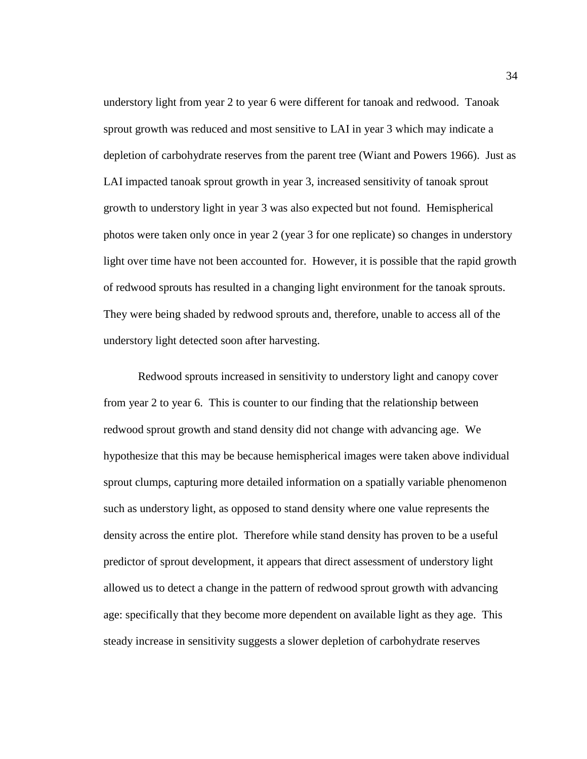understory light from year 2 to year 6 were different for tanoak and redwood. Tanoak sprout growth was reduced and most sensitive to LAI in year 3 which may indicate a depletion of carbohydrate reserves from the parent tree (Wiant and Powers 1966). Just as LAI impacted tanoak sprout growth in year 3, increased sensitivity of tanoak sprout growth to understory light in year 3 was also expected but not found. Hemispherical photos were taken only once in year 2 (year 3 for one replicate) so changes in understory light over time have not been accounted for. However, it is possible that the rapid growth of redwood sprouts has resulted in a changing light environment for the tanoak sprouts. They were being shaded by redwood sprouts and, therefore, unable to access all of the understory light detected soon after harvesting.

Redwood sprouts increased in sensitivity to understory light and canopy cover from year 2 to year 6. This is counter to our finding that the relationship between redwood sprout growth and stand density did not change with advancing age. We hypothesize that this may be because hemispherical images were taken above individual sprout clumps, capturing more detailed information on a spatially variable phenomenon such as understory light, as opposed to stand density where one value represents the density across the entire plot. Therefore while stand density has proven to be a useful predictor of sprout development, it appears that direct assessment of understory light allowed us to detect a change in the pattern of redwood sprout growth with advancing age: specifically that they become more dependent on available light as they age. This steady increase in sensitivity suggests a slower depletion of carbohydrate reserves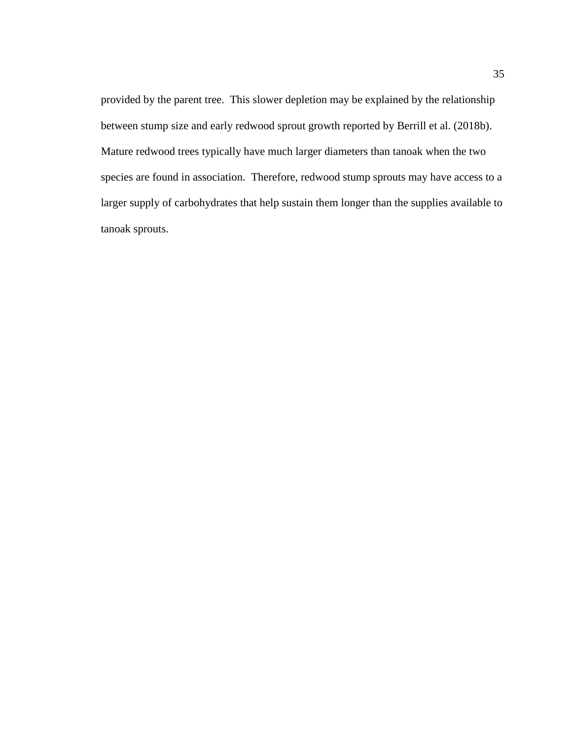provided by the parent tree. This slower depletion may be explained by the relationship between stump size and early redwood sprout growth reported by Berrill et al. (2018b). Mature redwood trees typically have much larger diameters than tanoak when the two species are found in association. Therefore, redwood stump sprouts may have access to a larger supply of carbohydrates that help sustain them longer than the supplies available to tanoak sprouts.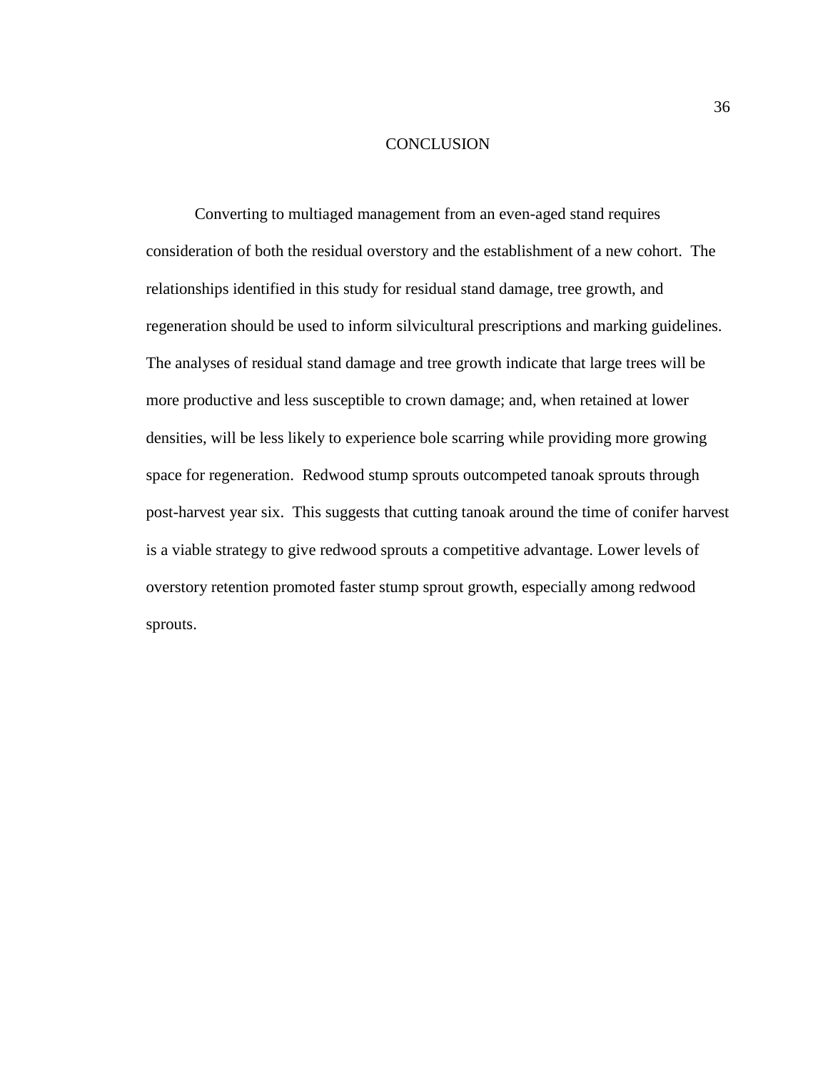# CONCLUSION

Converting to multiaged management from an even-aged stand requires consideration of both the residual overstory and the establishment of a new cohort. The relationships identified in this study for residual stand damage, tree growth, and regeneration should be used to inform silvicultural prescriptions and marking guidelines. The analyses of residual stand damage and tree growth indicate that large trees will be more productive and less susceptible to crown damage; and, when retained at lower densities, will be less likely to experience bole scarring while providing more growing space for regeneration. Redwood stump sprouts outcompeted tanoak sprouts through post-harvest year six. This suggests that cutting tanoak around the time of conifer harvest is a viable strategy to give redwood sprouts a competitive advantage. Lower levels of overstory retention promoted faster stump sprout growth, especially among redwood sprouts.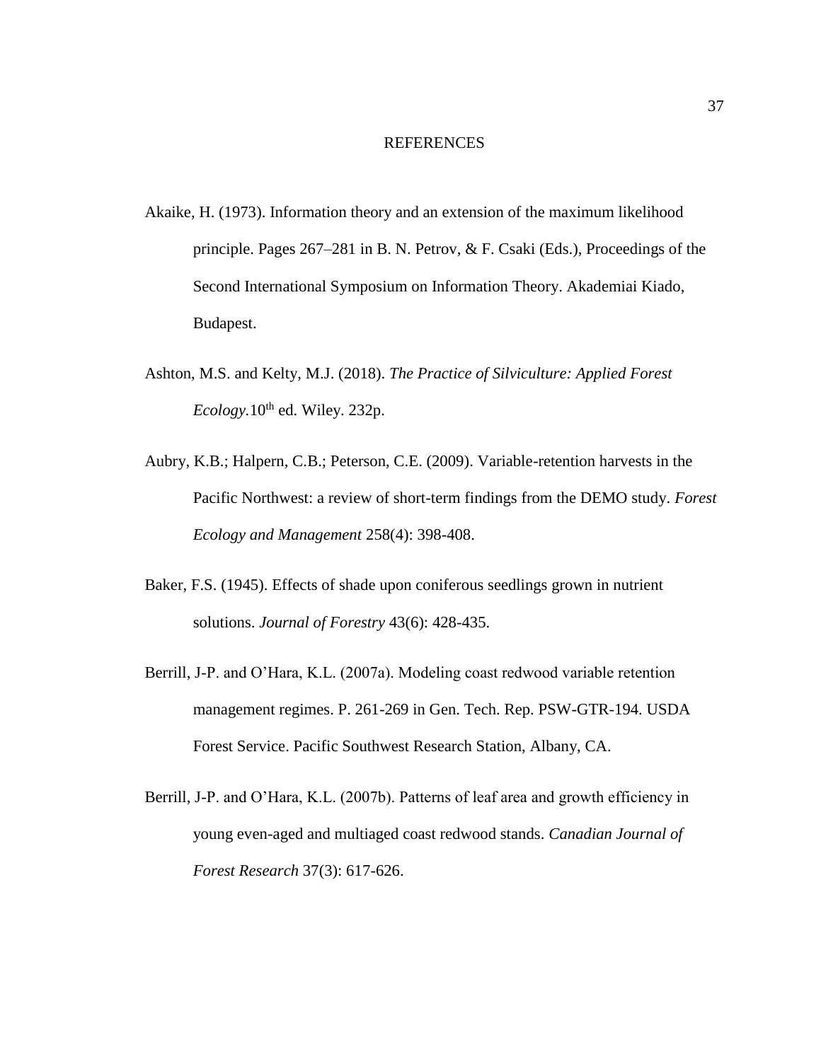# REFERENCES

Akaike, H. (1973). Information theory and an extension of the maximum likelihood principle. Pages 267–281 in B. N. Petrov, & F. Csaki (Eds.), Proceedings of the Second International Symposium on Information Theory. Akademiai Kiado, Budapest.

Ashton, M.S. and Kelty, M.J. (2018). *The Practice of Silviculture: Applied Forest Ecology.*10th ed. Wiley. 232p.

Aubry, K.B.; Halpern, C.B.; Peterson, C.E. (2009). Variable-retention harvests in the Pacific Northwest: a review of short-term findings from the DEMO study. *Forest Ecology and Management* 258(4): 398-408.

Baker, F.S. (1945). Effects of shade upon coniferous seedlings grown in nutrient solutions. *Journal of Forestry* 43(6): 428-435.

Berrill, J-P. and O'Hara, K.L. (2007a). Modeling coast redwood variable retention management regimes. P. 261-269 in Gen. Tech. Rep. PSW-GTR-194. USDA Forest Service. Pacific Southwest Research Station, Albany, CA.

Berrill, J-P. and O'Hara, K.L. (2007b). Patterns of leaf area and growth efficiency in young even-aged and multiaged coast redwood stands. *Canadian Journal of Forest Research* 37(3): 617-626.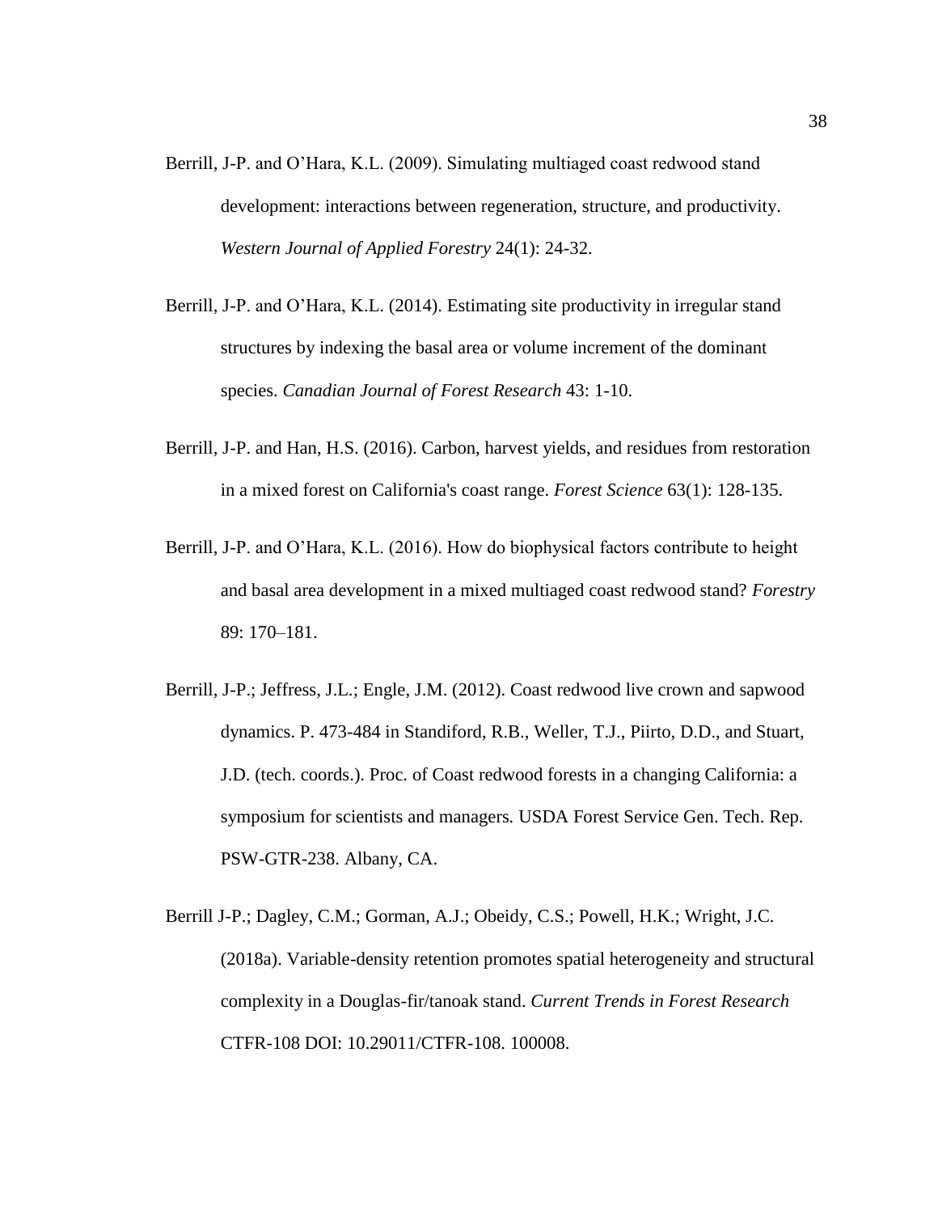Berrill, J-P. and O'Hara, K.L. (2009). Simulating multiaged coast redwood stand development: interactions between regeneration, structure, and productivity. *Western Journal of Applied Forestry* 24(1): 24-32.

Berrill, J-P. and O'Hara, K.L. (2014). Estimating site productivity in irregular stand structures by indexing the basal area or volume increment of the dominant species. *Canadian Journal of Forest Research* 43: 1-10.

Berrill, J-P. and Han, H.S. (2016). Carbon, harvest yields, and residues from restoration in a mixed forest on California's coast range. *Forest Science* 63(1): 128-135.

Berrill, J-P. and O'Hara, K.L. (2016). How do biophysical factors contribute to height and basal area development in a mixed multiaged coast redwood stand? *Forestry* 89: 170–181.

Berrill, J-P.; Jeffress, J.L.; Engle, J.M. (2012). Coast redwood live crown and sapwood dynamics. P. 473-484 in Standiford, R.B., Weller, T.J., Piirto, D.D., and Stuart, J.D. (tech. coords.). Proc. of Coast redwood forests in a changing California: a symposium for scientists and managers. USDA Forest Service Gen. Tech. Rep. PSW-GTR-238. Albany, CA.

Berrill J-P.; Dagley, C.M.; Gorman, A.J.; Obeidy, C.S.; Powell, H.K.; Wright, J.C. (2018a). Variable-density retention promotes spatial heterogeneity and structural complexity in a Douglas-fir/tanoak stand. *Current Trends in Forest Research* CTFR-108 DOI: 10.29011/CTFR-108. 100008.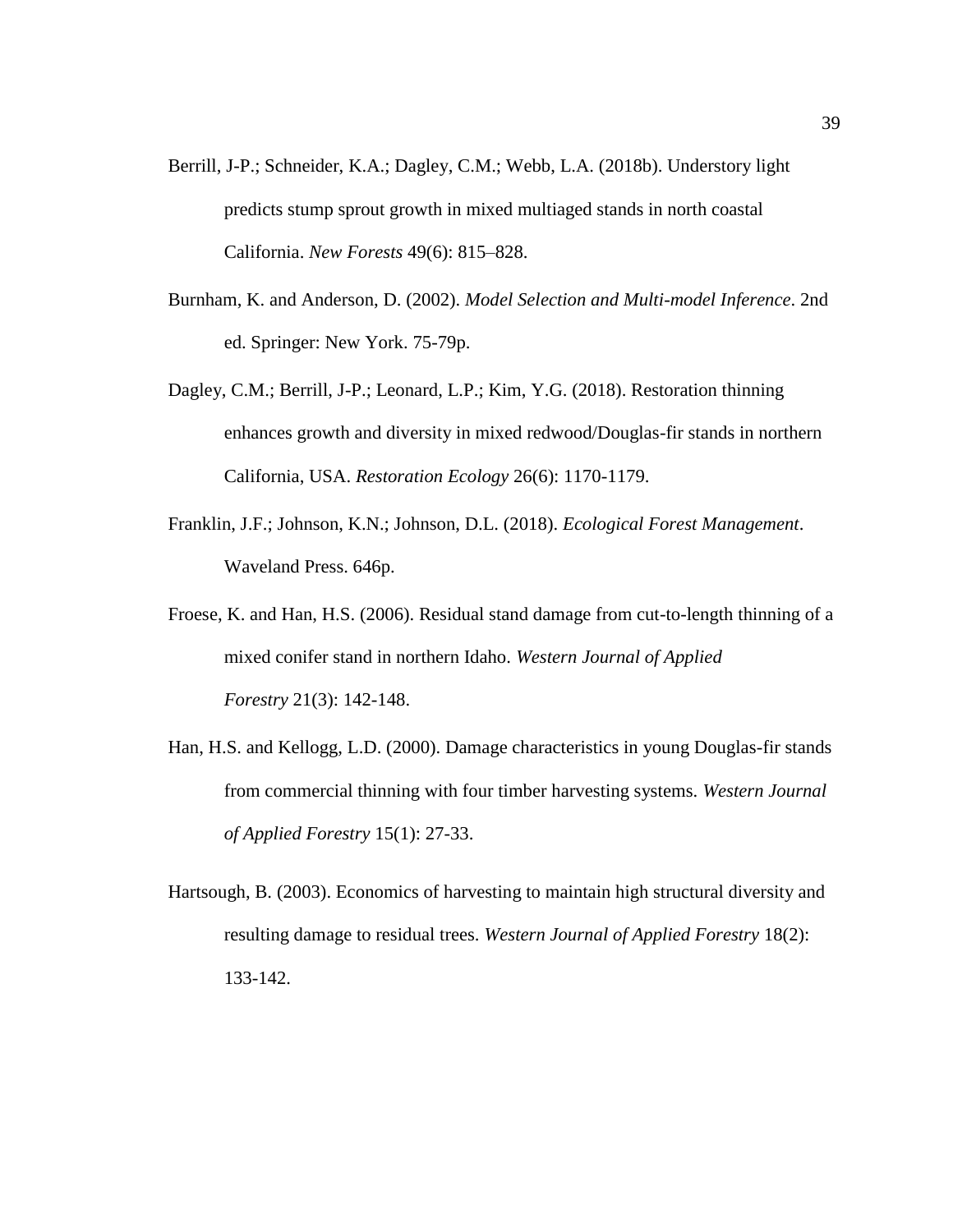Berrill, J-P.; Schneider, K.A.; Dagley, C.M.; Webb, L.A. (2018b). Understory light predicts stump sprout growth in mixed multiaged stands in north coastal California. *New Forests* 49(6): 815–828.

Burnham, K. and Anderson, D. (2002). *Model Selection and Multi-model Inference*. 2nd ed. Springer: New York. 75-79p.

Dagley, C.M.; Berrill, J-P.; Leonard, L.P.; Kim, Y.G. (2018). Restoration thinning enhances growth and diversity in mixed redwood/Douglas-fir stands in northern California, USA. *Restoration Ecology* 26(6): 1170-1179.

Franklin, J.F.; Johnson, K.N.; Johnson, D.L. (2018). *Ecological Forest Management*. Waveland Press. 646p.

Froese, K. and Han, H.S. (2006). Residual stand damage from cut-to-length thinning of a mixed conifer stand in northern Idaho. *Western Journal of Applied Forestry* 21(3): 142-148.

Han, H.S. and Kellogg, L.D. (2000). Damage characteristics in young Douglas-fir stands from commercial thinning with four timber harvesting systems. *Western Journal of Applied Forestry* 15(1): 27-33.

Hartsough, B. (2003). Economics of harvesting to maintain high structural diversity and resulting damage to residual trees. *Western Journal of Applied Forestry* 18(2): 133-142.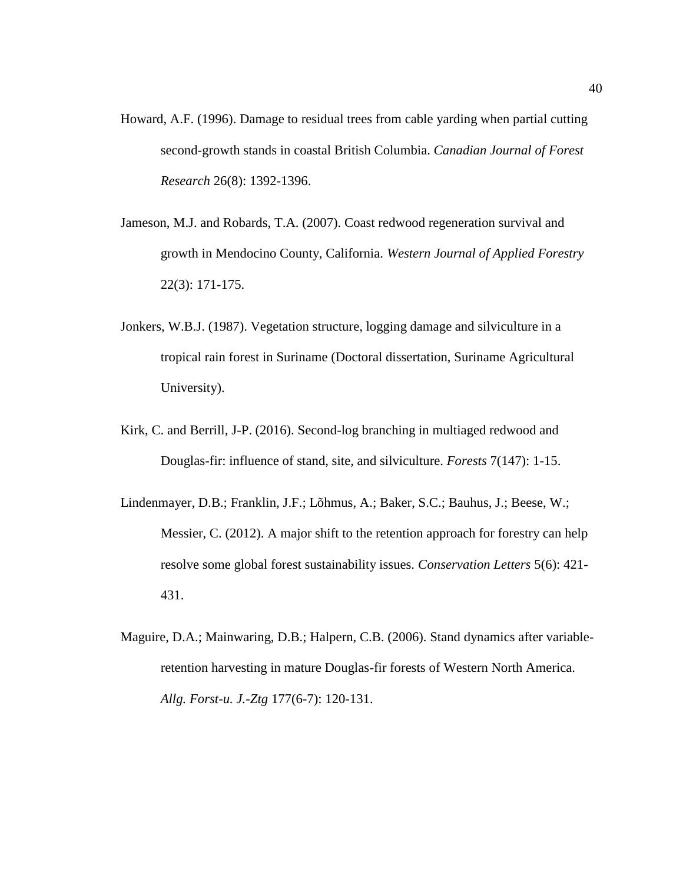Howard, A.F. (1996). Damage to residual trees from cable yarding when partial cutting second-growth stands in coastal British Columbia. *Canadian Journal of Forest Research* 26(8): 1392-1396.

Jameson, M.J. and Robards, T.A. (2007). Coast redwood regeneration survival and growth in Mendocino County, California. *Western Journal of Applied Forestry* 22(3): 171-175.

Jonkers, W.B.J. (1987). Vegetation structure, logging damage and silviculture in a tropical rain forest in Suriname (Doctoral dissertation, Suriname Agricultural University).

Kirk, C. and Berrill, J-P. (2016). Second-log branching in multiaged redwood and Douglas-fir: influence of stand, site, and silviculture. *Forests* 7(147): 1-15.

Lindenmayer, D.B.; Franklin, J.F.; Lõhmus, A.; Baker, S.C.; Bauhus, J.; Beese, W.; Messier, C. (2012). A major shift to the retention approach for forestry can help resolve some global forest sustainability issues. *Conservation Letters* 5(6): 421-431.

Maguire, D.A.; Mainwaring, D.B.; Halpern, C.B. (2006). Stand dynamics after variable-retention harvesting in mature Douglas-fir forests of Western North America. *Allg. Forst-u. J.-Ztg* 177(6-7): 120-131.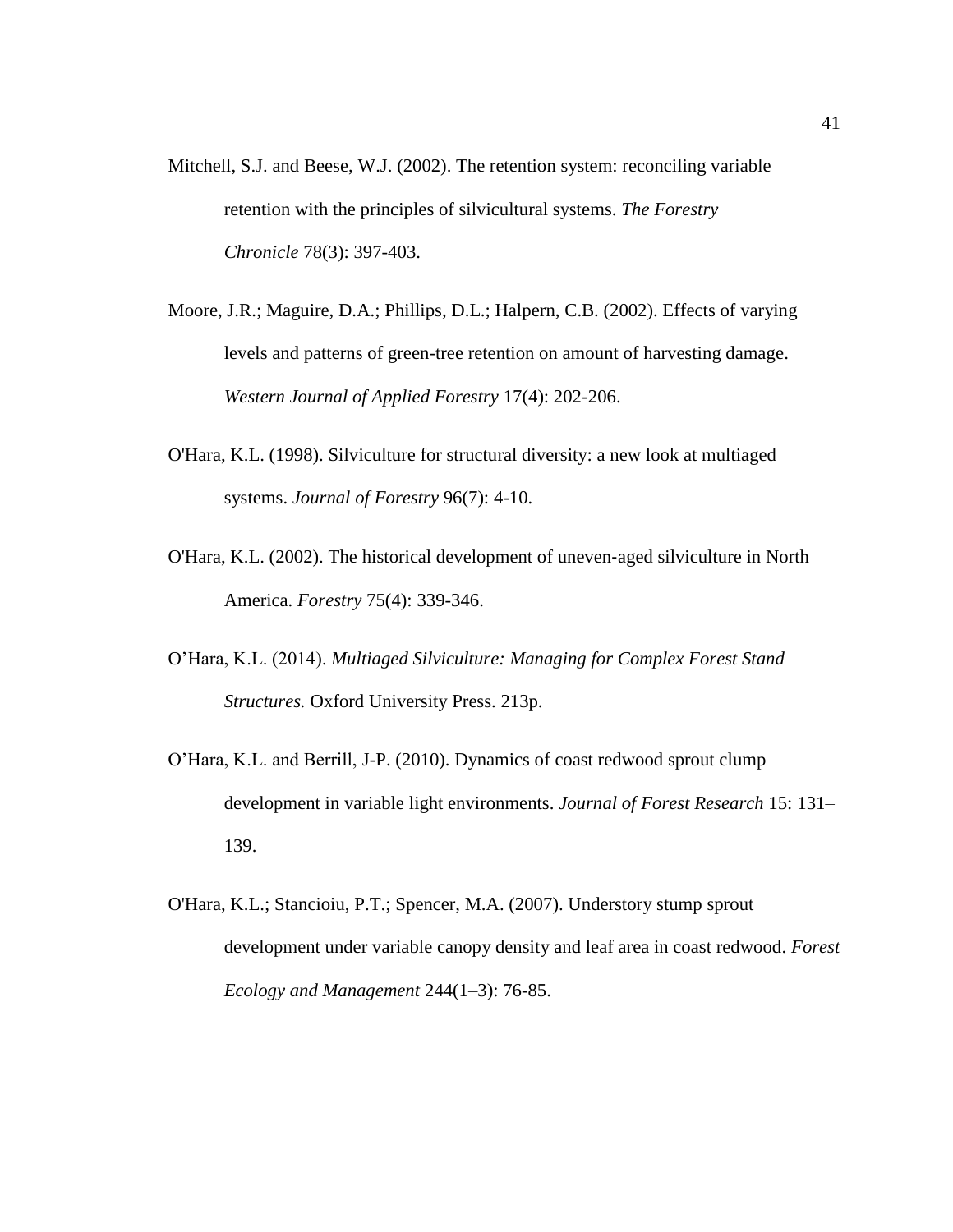Mitchell, S.J. and Beese, W.J. (2002). The retention system: reconciling variable retention with the principles of silvicultural systems. *The Forestry Chronicle* 78(3): 397-403.

Moore, J.R.; Maguire, D.A.; Phillips, D.L.; Halpern, C.B. (2002). Effects of varying levels and patterns of green-tree retention on amount of harvesting damage. *Western Journal of Applied Forestry* 17(4): 202-206.

O'Hara, K.L. (1998). Silviculture for structural diversity: a new look at multiaged systems. *Journal of Forestry* 96(7): 4-10.

O'Hara, K.L. (2002). The historical development of uneven‐aged silviculture in North America. *Forestry* 75(4): 339-346.

O'Hara, K.L. (2014). *Multiaged Silviculture: Managing for Complex Forest Stand Structures.* Oxford University Press. 213p.

O'Hara, K.L. and Berrill, J-P. (2010). Dynamics of coast redwood sprout clump development in variable light environments. *Journal of Forest Research* 15: 131–139.

O'Hara, K.L.; Stancioiu, P.T.; Spencer, M.A. (2007). Understory stump sprout development under variable canopy density and leaf area in coast redwood. *Forest Ecology and Management* 244(1–3): 76-85.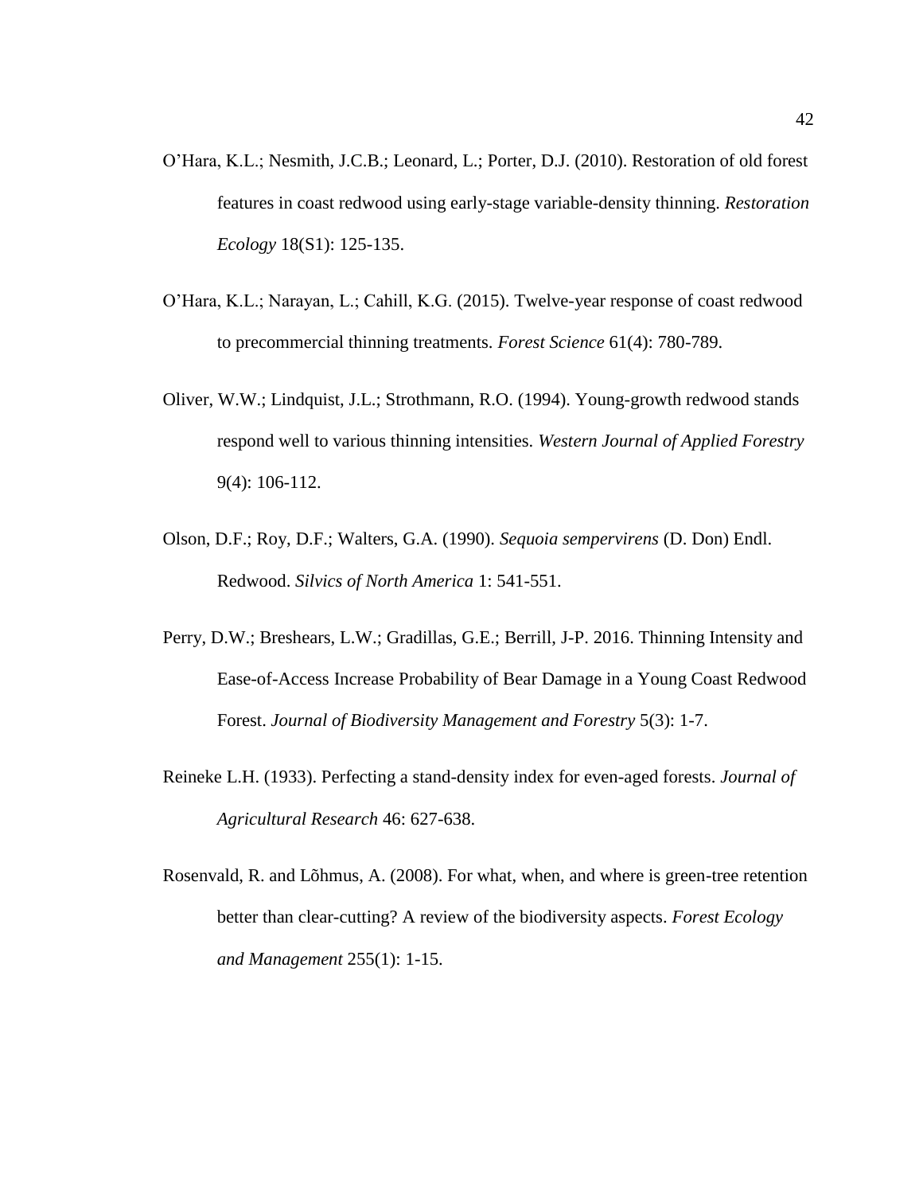O'Hara, K.L.; Nesmith, J.C.B.; Leonard, L.; Porter, D.J. (2010). Restoration of old forest features in coast redwood using early-stage variable-density thinning. *Restoration Ecology* 18(S1): 125-135.

O'Hara, K.L.; Narayan, L.; Cahill, K.G. (2015). Twelve-year response of coast redwood to precommercial thinning treatments. *Forest Science* 61(4): 780-789.

Oliver, W.W.; Lindquist, J.L.; Strothmann, R.O. (1994). Young-growth redwood stands respond well to various thinning intensities. *Western Journal of Applied Forestry* 9(4): 106-112.

Olson, D.F.; Roy, D.F.; Walters, G.A. (1990). *Sequoia sempervirens* (D. Don) Endl. Redwood. *Silvics of North America* 1: 541-551.

Perry, D.W.; Breshears, L.W.; Gradillas, G.E.; Berrill, J-P. 2016. Thinning Intensity and Ease-of-Access Increase Probability of Bear Damage in a Young Coast Redwood Forest. *Journal of Biodiversity Management and Forestry* 5(3): 1-7.

Reineke L.H. (1933). Perfecting a stand-density index for even-aged forests. *Journal of Agricultural Research* 46: 627-638.

Rosenvald, R. and Lõhmus, A. (2008). For what, when, and where is green-tree retention better than clear-cutting? A review of the biodiversity aspects. *Forest Ecology and Management* 255(1): 1-15.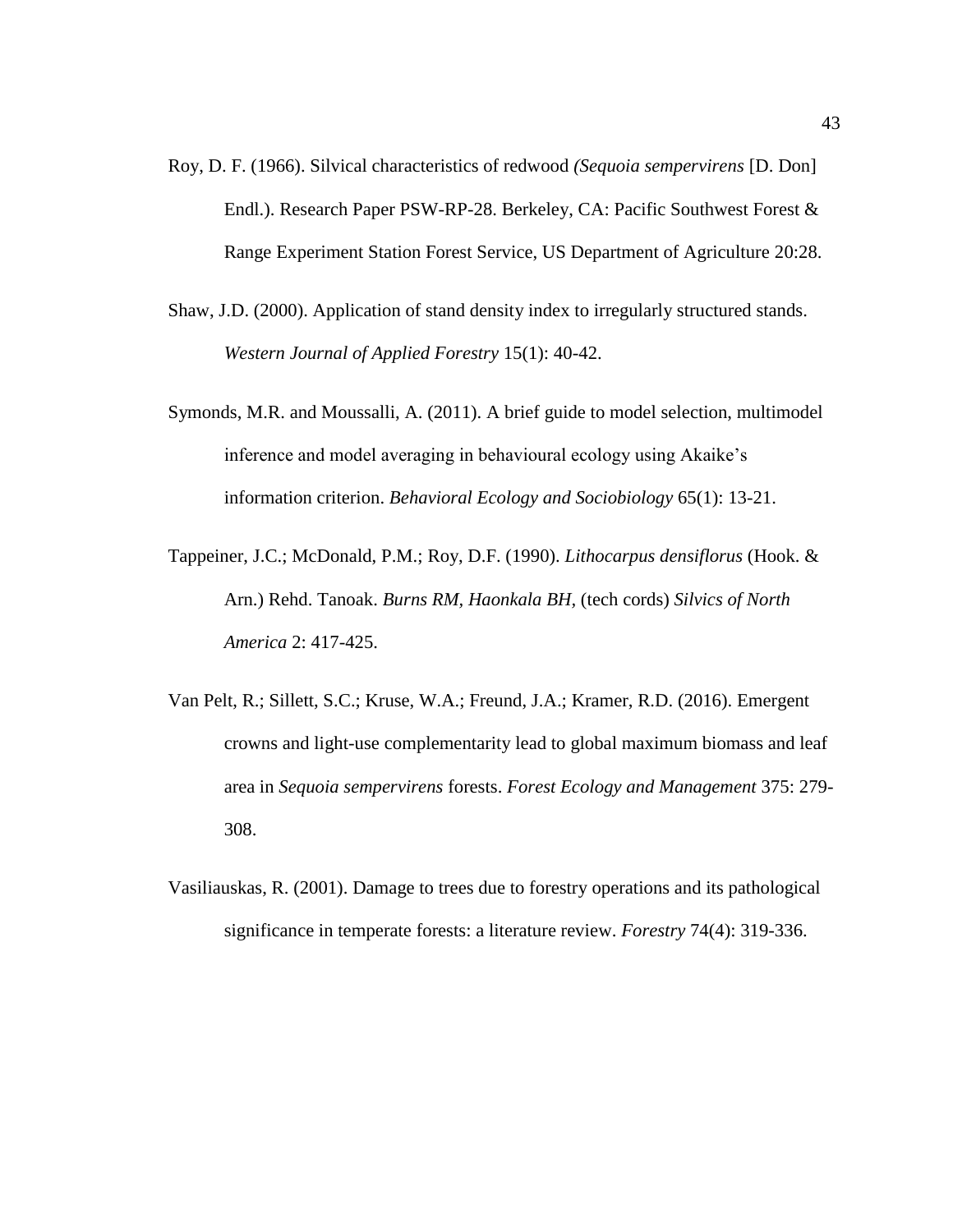Roy, D. F. (1966). Silvical characteristics of redwood *(Sequoia sempervirens* [D. Don] Endl.). Research Paper PSW-RP-28. Berkeley, CA: Pacific Southwest Forest & Range Experiment Station Forest Service, US Department of Agriculture 20:28.

Shaw, J.D. (2000). Application of stand density index to irregularly structured stands. *Western Journal of Applied Forestry* 15(1): 40-42.

Symonds, M.R. and Moussalli, A. (2011). A brief guide to model selection, multimodel inference and model averaging in behavioural ecology using Akaike's information criterion. *Behavioral Ecology and Sociobiology* 65(1): 13-21.

Tappeiner, J.C.; McDonald, P.M.; Roy, D.F. (1990). *Lithocarpus densiflorus* (Hook. & Arn.) Rehd. Tanoak. *Burns RM, Haonkala BH*, (tech cords) *Silvics of North America* 2: 417-425.

Van Pelt, R.; Sillett, S.C.; Kruse, W.A.; Freund, J.A.; Kramer, R.D. (2016). Emergent crowns and light-use complementarity lead to global maximum biomass and leaf area in *Sequoia sempervirens* forests. *Forest Ecology and Management* 375: 279-308.

Vasiliauskas, R. (2001). Damage to trees due to forestry operations and its pathological significance in temperate forests: a literature review. *Forestry* 74(4): 319-336.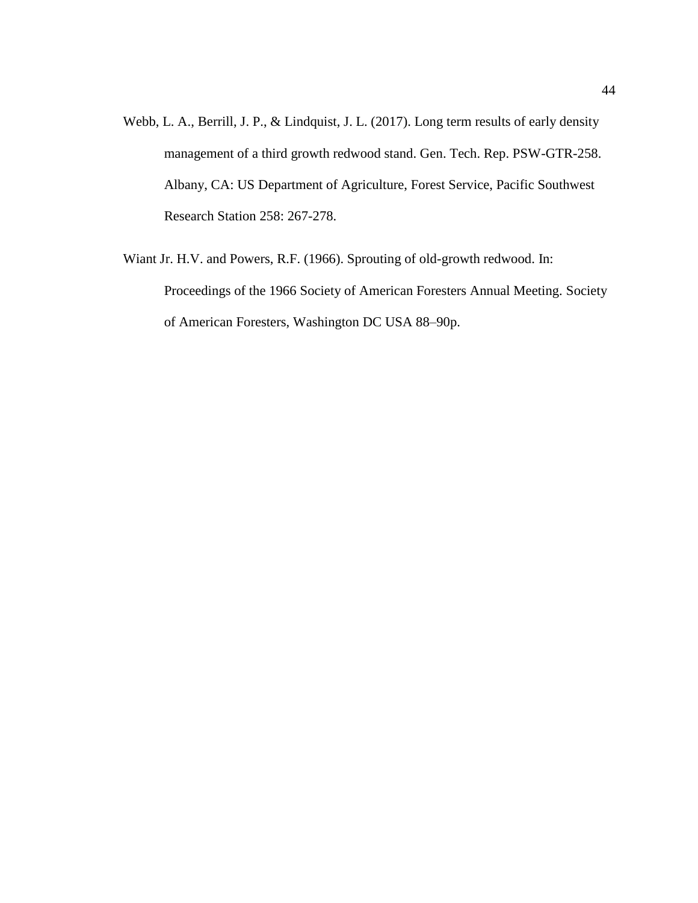Webb, L. A., Berrill, J. P., & Lindquist, J. L. (2017). Long term results of early density management of a third growth redwood stand. Gen. Tech. Rep. PSW-GTR-258. Albany, CA: US Department of Agriculture, Forest Service, Pacific Southwest Research Station 258: 267-278.

Wiant Jr. H.V. and Powers, R.F. (1966). Sprouting of old-growth redwood. In: Proceedings of the 1966 Society of American Foresters Annual Meeting. Society of American Foresters, Washington DC USA 88–90p.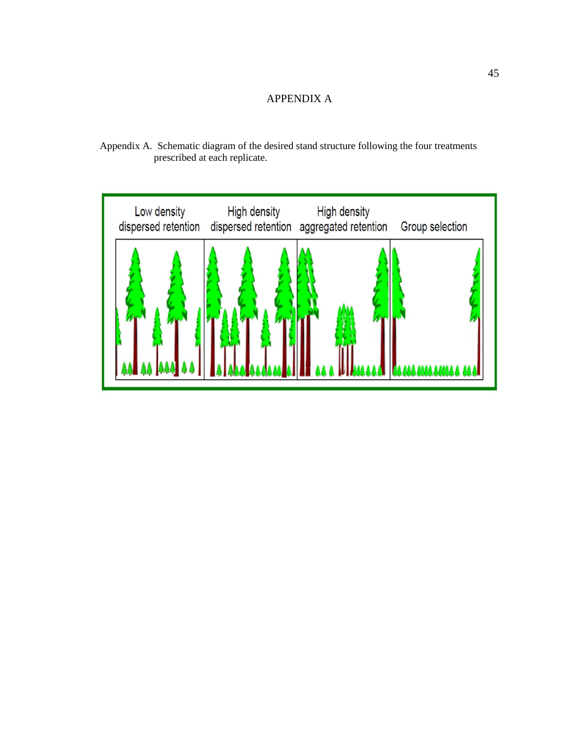# APPENDIX A

Appendix A. Schematic diagram of the desired stand structure following the four treatments prescribed at each replicate.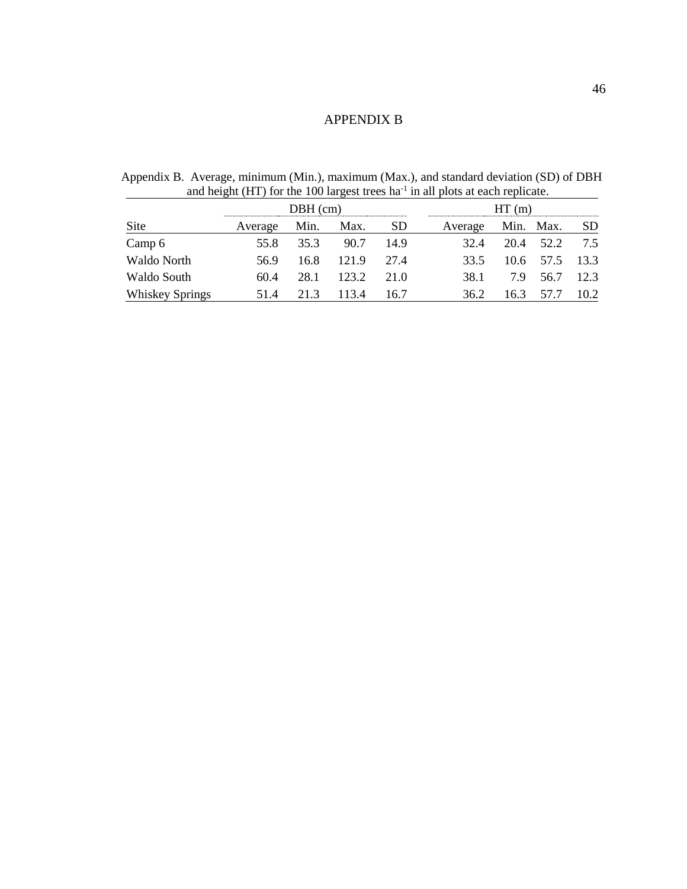# APPENDIX B

Appendix B. Average, minimum (Min.), maximum (Max.), and standard deviation (SD) of DBH and height (HT) for the 100 largest trees ha$^{-1}$ in all plots at each replicate.

| | DBH (cm) | | | | HT (m) | | | |
|---|---|---|---|---|---|---|---|---|
| Site | Average | Min. | Max. | SD | Average | Min. | Max. | SD |
| Camp 6 | 55.8 | 35.3 | 90.7 | 14.9 | 32.4 | 20.4 | 52.2 | 7.5 |
| Waldo North | 56.9 | 16.8 | 121.9 | 27.4 | 33.5 | 10.6 | 57.5 | 13.3 |
| Waldo South | 60.4 | 28.1 | 123.2 | 21.0 | 38.1 | 7.9 | 56.7 | 12.3 |
| Whiskey Springs | 51.4 | 21.3 | 113.4 | 16.7 | 36.2 | 16.3 | 57.7 | 10.2 |